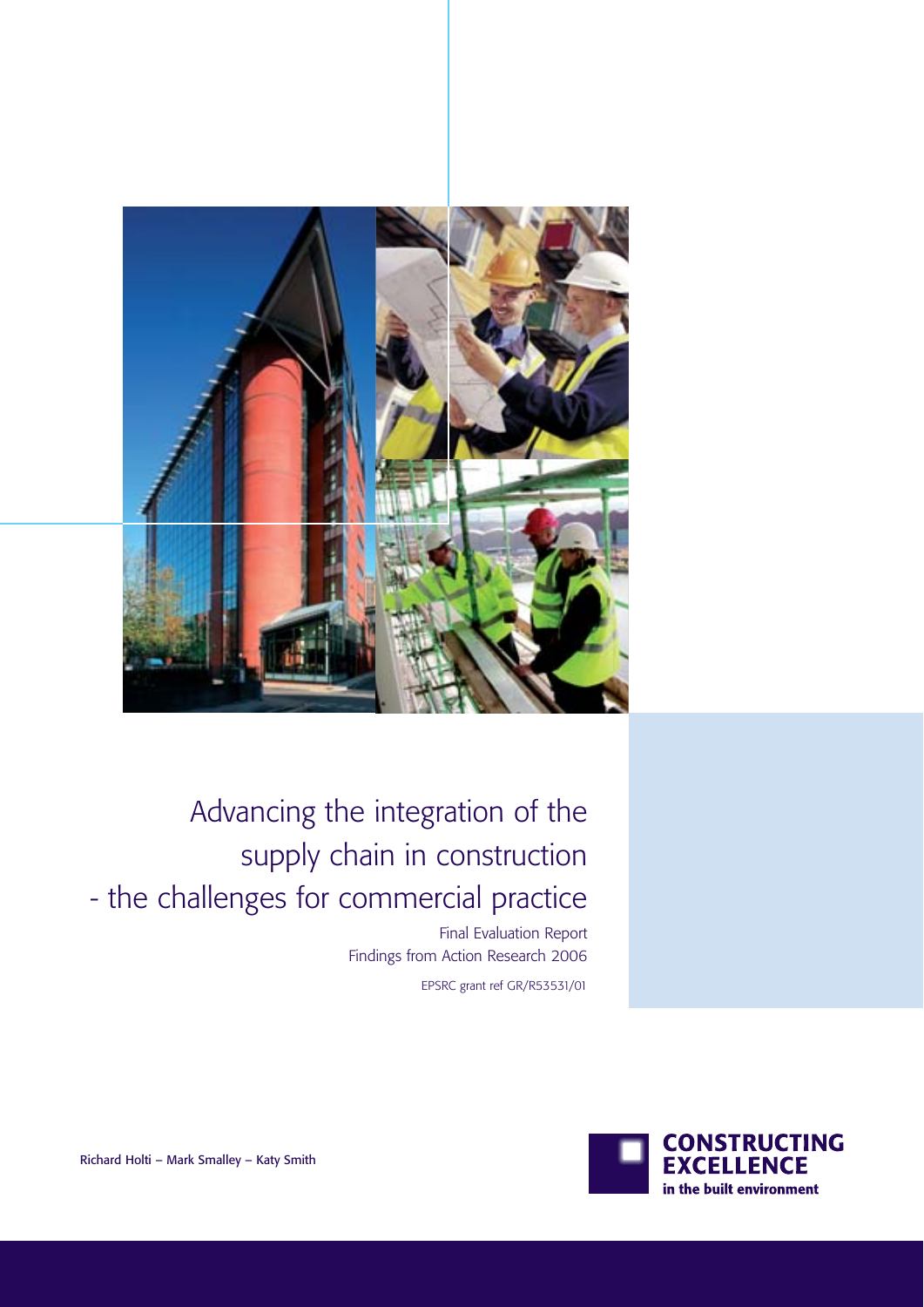# Advancing the integration of the supply chain in construction - the challenges for commercial practice

Final Evaluation Report
Findings from Action Research 2006

EPSRC grant ref GR/R53531/01

Richard Holti – Mark Smalley – Katy Smith

CONSTRUCTING EXCELLENCE in the built environment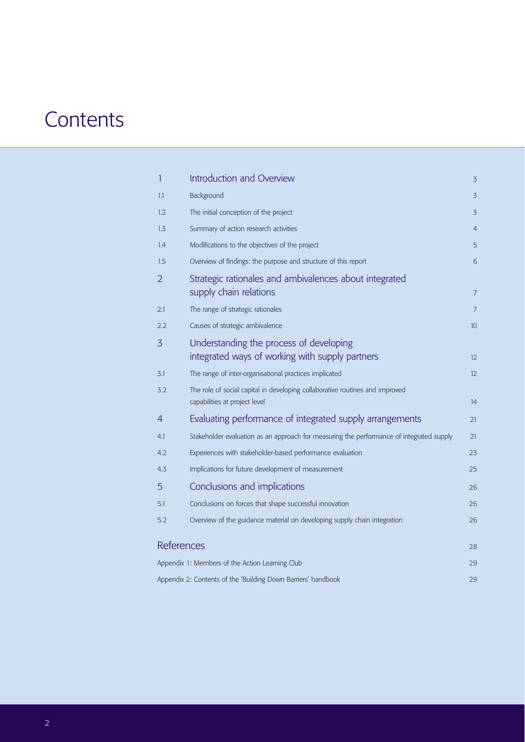# Contents

| | | |
|---|---|---|
| 1 | Introduction and Overview | 3 |
| 1.1 | Background | 3 |
| 1.2 | The initial conception of the project | 3 |
| 1.3 | Summary of action research activities | 4 |
| 1.4 | Modifications to the objectives of the project | 5 |
| 1.5 | Overview of findings: the purpose and structure of this report | 6 |
| 2 | Strategic rationales and ambivalences about integrated supply chain relations | 7 |
| 2.1 | The range of strategic rationales | 7 |
| 2.2 | Causes of strategic ambivalence | 10 |
| 3 | Understanding the process of developing integrated ways of working with supply partners | 12 |
| 3.1 | The range of inter-organisational practices implicated | 12 |
| 3.2 | The role of social capital in developing collaborative routines and improved capabilities at project level | 14 |
| 4 | Evaluating performance of integrated supply arrangements | 21 |
| 4.1 | Stakeholder evaluation as an approach for measuring the performance of integrated supply | 21 |
| 4.2 | Experiences with stakeholder-based performance evaluation | 23 |
| 4.3 | Implications for future development of measurement | 25 |
| 5 | Conclusions and implications | 26 |
| 5.1 | Conclusions on forces that shape successful innovation | 26 |
| 5.2 | Overview of the guidance material on developing supply chain integration | 26 |
| | References | 28 |
| | Appendix 1: Members of the Action Learning Club | 29 |
| | Appendix 2: Contents of the 'Building Down Barriers' handbook | 29 |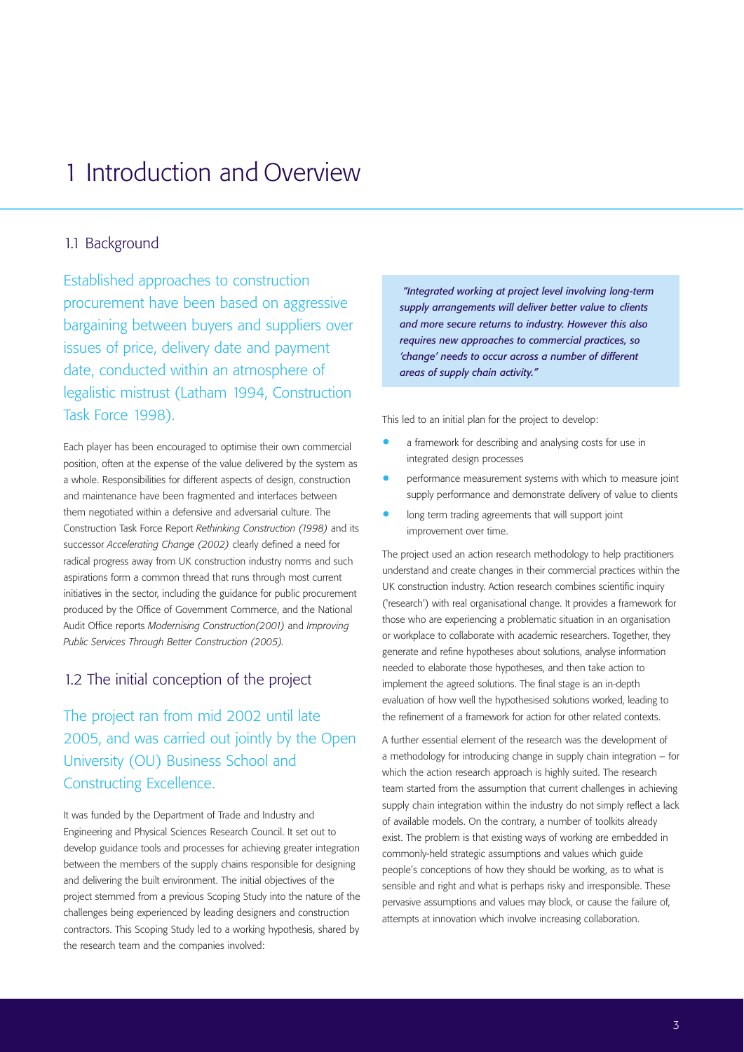# 1 Introduction and Overview

## 1.1 Background

Established approaches to construction procurement have been based on aggressive bargaining between buyers and suppliers over issues of price, delivery date and payment date, conducted within an atmosphere of legalistic mistrust (Latham 1994, Construction Task Force 1998).

Each player has been encouraged to optimise their own commercial position, often at the expense of the value delivered by the system as a whole. Responsibilities for different aspects of design, construction and maintenance have been fragmented and interfaces between them negotiated within a defensive and adversarial culture. The Construction Task Force Report *Rethinking Construction (1998)* and its successor *Accelerating Change (2002)* clearly defined a need for radical progress away from UK construction industry norms and such aspirations form a common thread that runs through most current initiatives in the sector, including the guidance for public procurement produced by the Office of Government Commerce, and the National Audit Office reports *Modernising Construction(2001)* and *Improving Public Services Through Better Construction (2005).*

## 1.2 The initial conception of the project

The project ran from mid 2002 until late 2005, and was carried out jointly by the Open University (OU) Business School and Constructing Excellence.

It was funded by the Department of Trade and Industry and Engineering and Physical Sciences Research Council. It set out to develop guidance tools and processes for achieving greater integration between the members of the supply chains responsible for designing and delivering the built environment. The initial objectives of the project stemmed from a previous Scoping Study into the nature of the challenges being experienced by leading designers and construction contractors. This Scoping Study led to a working hypothesis, shared by the research team and the companies involved:

> *"Integrated working at project level involving long-term supply arrangements will deliver better value to clients and more secure returns to industry. However this also requires new approaches to commercial practices, so 'change' needs to occur across a number of different areas of supply chain activity."*

This led to an initial plan for the project to develop:

- a framework for describing and analysing costs for use in integrated design processes
- performance measurement systems with which to measure joint supply performance and demonstrate delivery of value to clients
- long term trading agreements that will support joint improvement over time.

The project used an action research methodology to help practitioners understand and create changes in their commercial practices within the UK construction industry. Action research combines scientific inquiry ('research') with real organisational change. It provides a framework for those who are experiencing a problematic situation in an organisation or workplace to collaborate with academic researchers. Together, they generate and refine hypotheses about solutions, analyse information needed to elaborate those hypotheses, and then take action to implement the agreed solutions. The final stage is an in-depth evaluation of how well the hypothesised solutions worked, leading to the refinement of a framework for action for other related contexts.

A further essential element of the research was the development of a methodology for introducing change in supply chain integration – for which the action research approach is highly suited. The research team started from the assumption that current challenges in achieving supply chain integration within the industry do not simply reflect a lack of available models. On the contrary, a number of toolkits already exist. The problem is that existing ways of working are embedded in commonly-held strategic assumptions and values which guide people's conceptions of how they should be working, as to what is sensible and right and what is perhaps risky and irresponsible. These pervasive assumptions and values may block, or cause the failure of, attempts at innovation which involve increasing collaboration.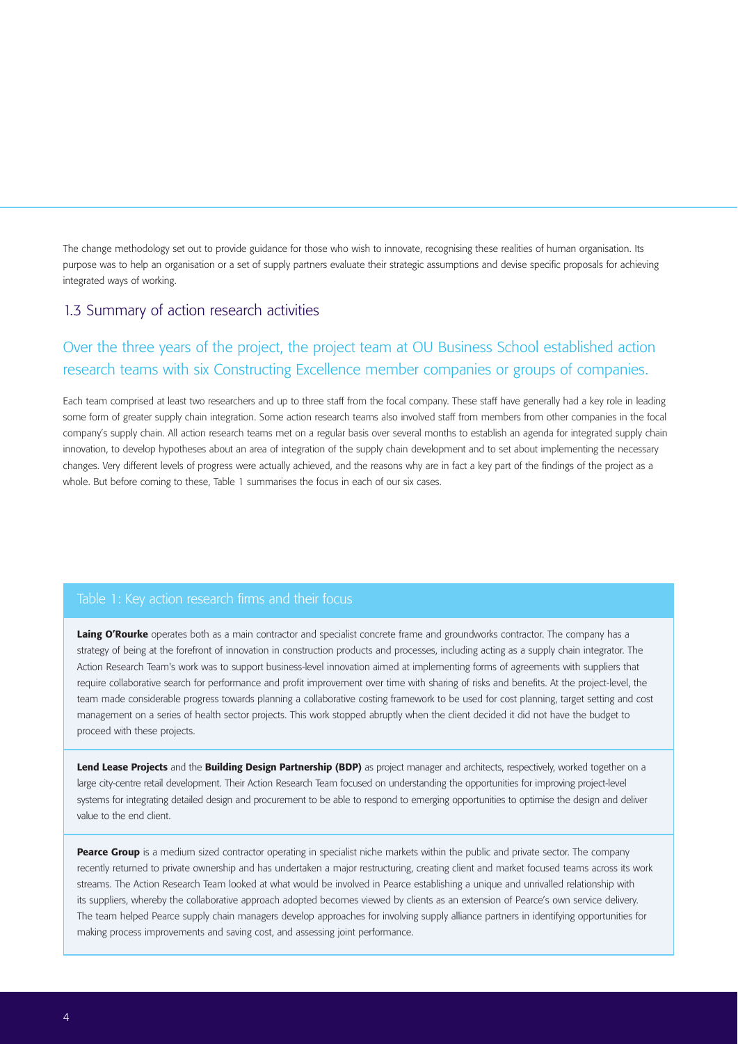The change methodology set out to provide guidance for those who wish to innovate, recognising these realities of human organisation. Its purpose was to help an organisation or a set of supply partners evaluate their strategic assumptions and devise specific proposals for achieving integrated ways of working.

## 1.3 Summary of action research activities

### Over the three years of the project, the project team at OU Business School established action research teams with six Constructing Excellence member companies or groups of companies.

Each team comprised at least two researchers and up to three staff from the focal company. These staff have generally had a key role in leading some form of greater supply chain integration. Some action research teams also involved staff from members from other companies in the focal company's supply chain. All action research teams met on a regular basis over several months to establish an agenda for integrated supply chain innovation, to develop hypotheses about an area of integration of the supply chain development and to set about implementing the necessary changes. Very different levels of progress were actually achieved, and the reasons why are in fact a key part of the findings of the project as a whole. But before coming to these, Table 1 summarises the focus in each of our six cases.

| Table 1: Key action research firms and their focus |
|---|
| **Laing O'Rourke** operates both as a main contractor and specialist concrete frame and groundworks contractor. The company has a strategy of being at the forefront of innovation in construction products and processes, including acting as a supply chain integrator. The Action Research Team's work was to support business-level innovation aimed at implementing forms of agreements with suppliers that require collaborative search for performance and profit improvement over time with sharing of risks and benefits. At the project-level, the team made considerable progress towards planning a collaborative costing framework to be used for cost planning, target setting and cost management on a series of health sector projects. This work stopped abruptly when the client decided it did not have the budget to proceed with these projects. |
| **Lend Lease Projects** and the **Building Design Partnership (BDP)** as project manager and architects, respectively, worked together on a large city-centre retail development. Their Action Research Team focused on understanding the opportunities for improving project-level systems for integrating detailed design and procurement to be able to respond to emerging opportunities to optimise the design and deliver value to the end client. |
| **Pearce Group** is a medium sized contractor operating in specialist niche markets within the public and private sector. The company recently returned to private ownership and has undertaken a major restructuring, creating client and market focused teams across its work streams. The Action Research Team looked at what would be involved in Pearce establishing a unique and unrivalled relationship with its suppliers, whereby the collaborative approach adopted becomes viewed by clients as an extension of Pearce's own service delivery. The team helped Pearce supply chain managers develop approaches for involving supply alliance partners in identifying opportunities for making process improvements and saving cost, and assessing joint performance. |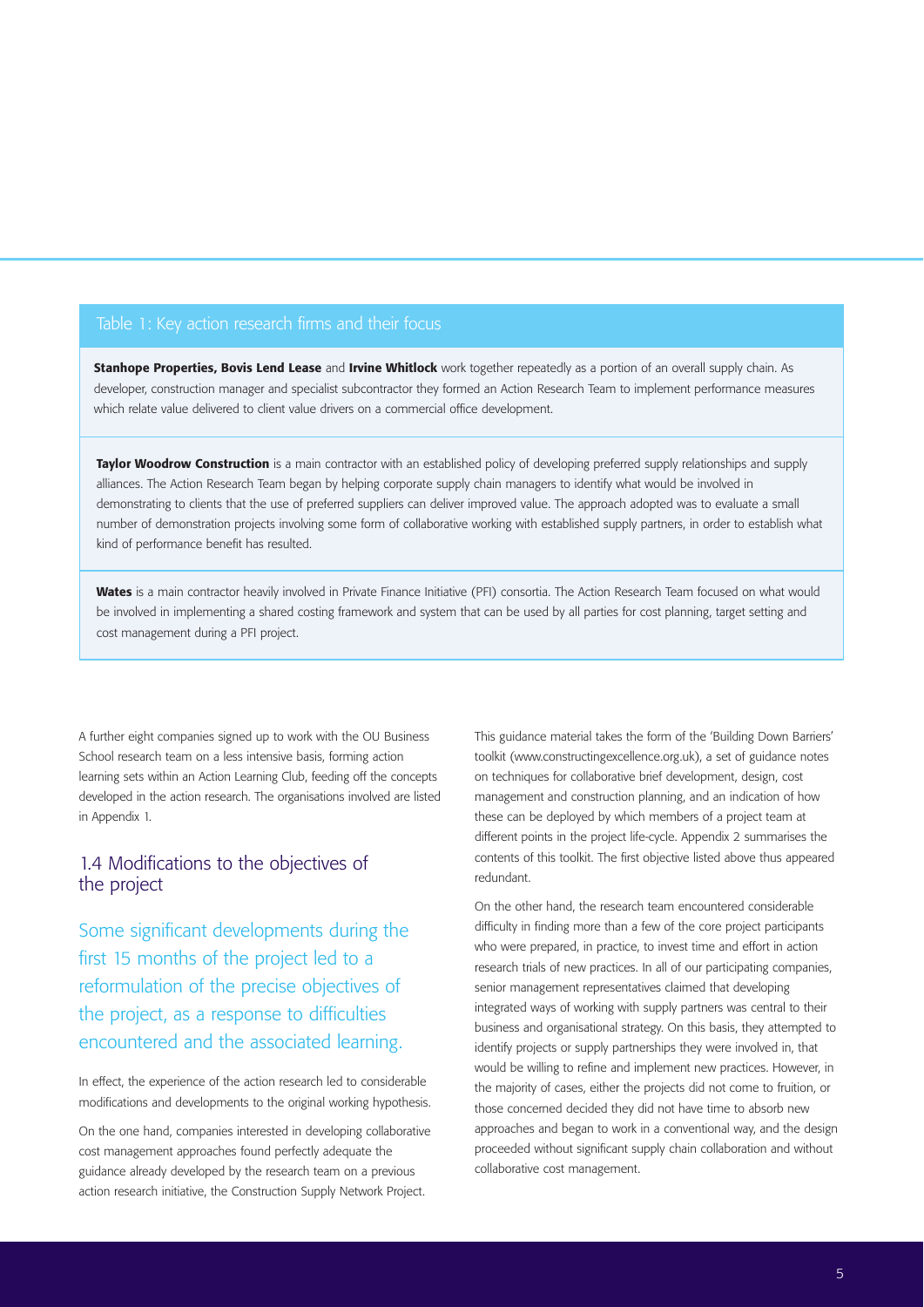**Table 1: Key action research firms and their focus**

**Stanhope Properties, Bovis Lend Lease** and **Irvine Whitlock** work together repeatedly as a portion of an overall supply chain. As developer, construction manager and specialist subcontractor they formed an Action Research Team to implement performance measures which relate value delivered to client value drivers on a commercial office development.

**Taylor Woodrow Construction** is a main contractor with an established policy of developing preferred supply relationships and supply alliances. The Action Research Team began by helping corporate supply chain managers to identify what would be involved in demonstrating to clients that the use of preferred suppliers can deliver improved value. The approach adopted was to evaluate a small number of demonstration projects involving some form of collaborative working with established supply partners, in order to establish what kind of performance benefit has resulted.

**Wates** is a main contractor heavily involved in Private Finance Initiative (PFI) consortia. The Action Research Team focused on what would be involved in implementing a shared costing framework and system that can be used by all parties for cost planning, target setting and cost management during a PFI project.

A further eight companies signed up to work with the OU Business School research team on a less intensive basis, forming action learning sets within an Action Learning Club, feeding off the concepts developed in the action research. The organisations involved are listed in Appendix 1.

## 1.4 Modifications to the objectives of the project

Some significant developments during the first 15 months of the project led to a reformulation of the precise objectives of the project, as a response to difficulties encountered and the associated learning.

In effect, the experience of the action research led to considerable modifications and developments to the original working hypothesis.

On the one hand, companies interested in developing collaborative cost management approaches found perfectly adequate the guidance already developed by the research team on a previous action research initiative, the Construction Supply Network Project.

This guidance material takes the form of the 'Building Down Barriers' toolkit (www.constructingexcellence.org.uk), a set of guidance notes on techniques for collaborative brief development, design, cost management and construction planning, and an indication of how these can be deployed by which members of a project team at different points in the project life-cycle. Appendix 2 summarises the contents of this toolkit. The first objective listed above thus appeared redundant.

On the other hand, the research team encountered considerable difficulty in finding more than a few of the core project participants who were prepared, in practice, to invest time and effort in action research trials of new practices. In all of our participating companies, senior management representatives claimed that developing integrated ways of working with supply partners was central to their business and organisational strategy. On this basis, they attempted to identify projects or supply partnerships they were involved in, that would be willing to refine and implement new practices. However, in the majority of cases, either the projects did not come to fruition, or those concerned decided they did not have time to absorb new approaches and began to work in a conventional way, and the design proceeded without significant supply chain collaboration and without collaborative cost management.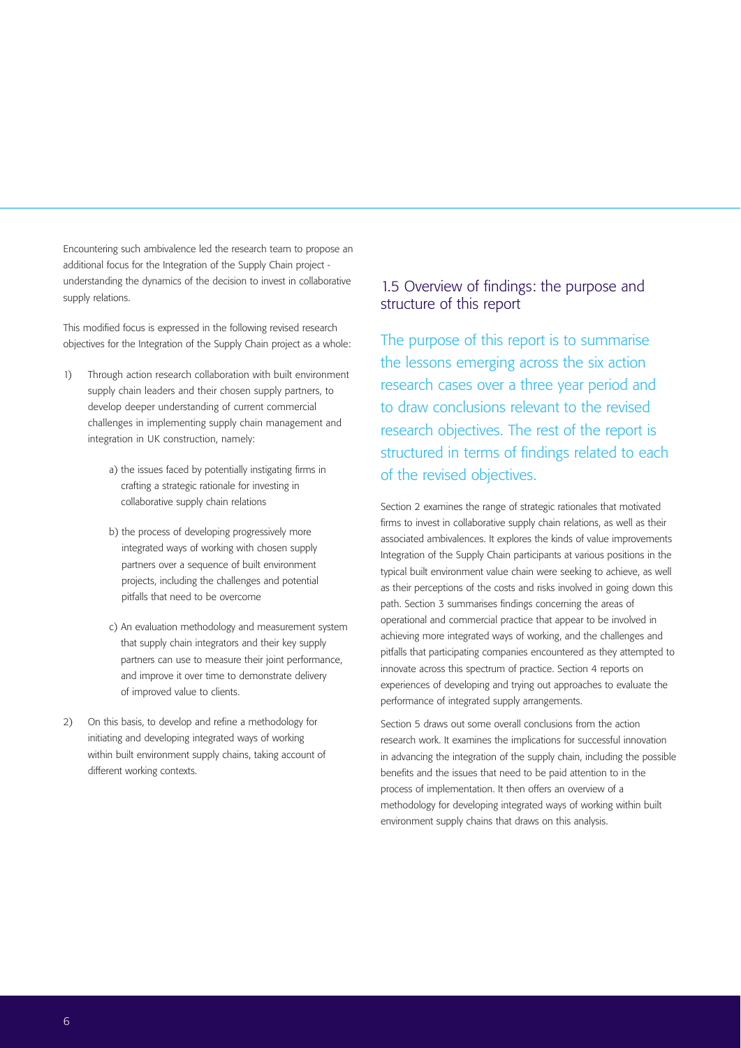Encountering such ambivalence led the research team to propose an additional focus for the Integration of the Supply Chain project - understanding the dynamics of the decision to invest in collaborative supply relations.

This modified focus is expressed in the following revised research objectives for the Integration of the Supply Chain project as a whole:

1) Through action research collaboration with built environment supply chain leaders and their chosen supply partners, to develop deeper understanding of current commercial challenges in implementing supply chain management and integration in UK construction, namely:

    a) the issues faced by potentially instigating firms in crafting a strategic rationale for investing in collaborative supply chain relations

    b) the process of developing progressively more integrated ways of working with chosen supply partners over a sequence of built environment projects, including the challenges and potential pitfalls that need to be overcome

    c) An evaluation methodology and measurement system that supply chain integrators and their key supply partners can use to measure their joint performance, and improve it over time to demonstrate delivery of improved value to clients.

2) On this basis, to develop and refine a methodology for initiating and developing integrated ways of working within built environment supply chains, taking account of different working contexts.

## 1.5 Overview of findings: the purpose and structure of this report

The purpose of this report is to summarise the lessons emerging across the six action research cases over a three year period and to draw conclusions relevant to the revised research objectives. The rest of the report is structured in terms of findings related to each of the revised objectives.

Section 2 examines the range of strategic rationales that motivated firms to invest in collaborative supply chain relations, as well as their associated ambivalences. It explores the kinds of value improvements Integration of the Supply Chain participants at various positions in the typical built environment value chain were seeking to achieve, as well as their perceptions of the costs and risks involved in going down this path. Section 3 summarises findings concerning the areas of operational and commercial practice that appear to be involved in achieving more integrated ways of working, and the challenges and pitfalls that participating companies encountered as they attempted to innovate across this spectrum of practice. Section 4 reports on experiences of developing and trying out approaches to evaluate the performance of integrated supply arrangements.

Section 5 draws out some overall conclusions from the action research work. It examines the implications for successful innovation in advancing the integration of the supply chain, including the possible benefits and the issues that need to be paid attention to in the process of implementation. It then offers an overview of a methodology for developing integrated ways of working within built environment supply chains that draws on this analysis.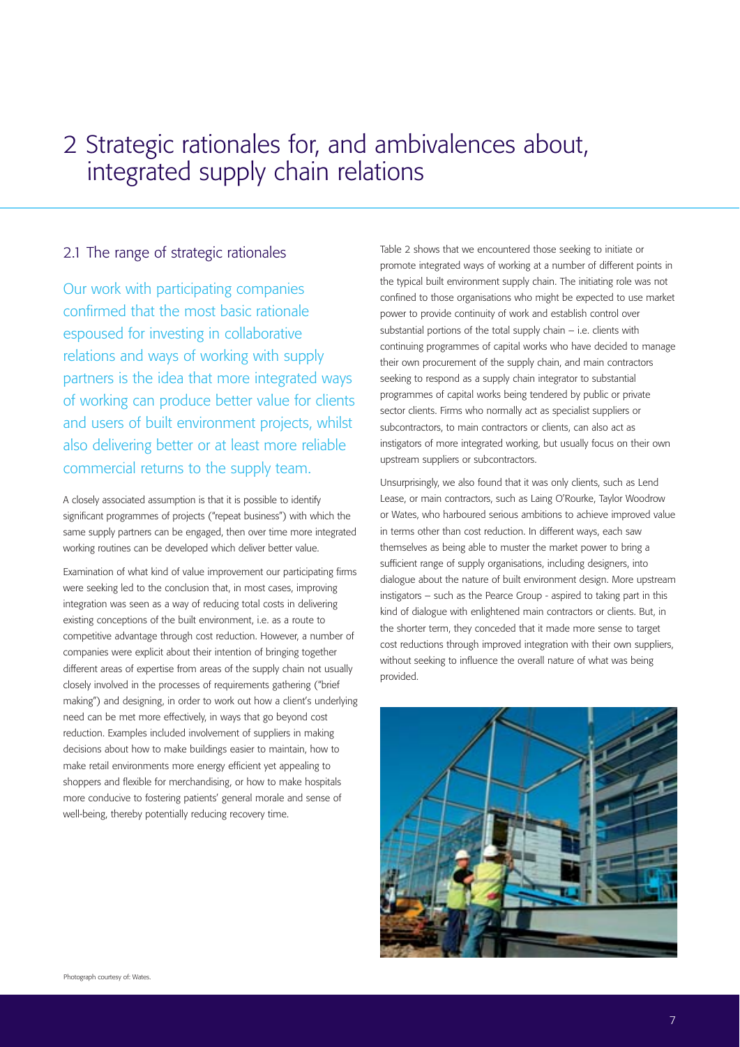# 2 Strategic rationales for, and ambivalences about, integrated supply chain relations

## 2.1 The range of strategic rationales

Our work with participating companies confirmed that the most basic rationale espoused for investing in collaborative relations and ways of working with supply partners is the idea that more integrated ways of working can produce better value for clients and users of built environment projects, whilst also delivering better or at least more reliable commercial returns to the supply team.

A closely associated assumption is that it is possible to identify significant programmes of projects ("repeat business") with which the same supply partners can be engaged, then over time more integrated working routines can be developed which deliver better value.

Examination of what kind of value improvement our participating firms were seeking led to the conclusion that, in most cases, improving integration was seen as a way of reducing total costs in delivering existing conceptions of the built environment, i.e. as a route to competitive advantage through cost reduction. However, a number of companies were explicit about their intention of bringing together different areas of expertise from areas of the supply chain not usually closely involved in the processes of requirements gathering ("brief making") and designing, in order to work out how a client's underlying need can be met more effectively, in ways that go beyond cost reduction. Examples included involvement of suppliers in making decisions about how to make buildings easier to maintain, how to make retail environments more energy efficient yet appealing to shoppers and flexible for merchandising, or how to make hospitals more conducive to fostering patients' general morale and sense of well-being, thereby potentially reducing recovery time.

Table 2 shows that we encountered those seeking to initiate or promote integrated ways of working at a number of different points in the typical built environment supply chain. The initiating role was not confined to those organisations who might be expected to use market power to provide continuity of work and establish control over substantial portions of the total supply chain – i.e. clients with continuing programmes of capital works who have decided to manage their own procurement of the supply chain, and main contractors seeking to respond as a supply chain integrator to substantial programmes of capital works being tendered by public or private sector clients. Firms who normally act as specialist suppliers or subcontractors, to main contractors or clients, can also act as instigators of more integrated working, but usually focus on their own upstream suppliers or subcontractors.

Unsurprisingly, we also found that it was only clients, such as Lend Lease, or main contractors, such as Laing O'Rourke, Taylor Woodrow or Wates, who harboured serious ambitions to achieve improved value in terms other than cost reduction. In different ways, each saw themselves as being able to muster the market power to bring a sufficient range of supply organisations, including designers, into dialogue about the nature of built environment design. More upstream instigators – such as the Pearce Group - aspired to taking part in this kind of dialogue with enlightened main contractors or clients. But, in the shorter term, they conceded that it made more sense to target cost reductions through improved integration with their own suppliers, without seeking to influence the overall nature of what was being provided.

Photograph courtesy of: Wates.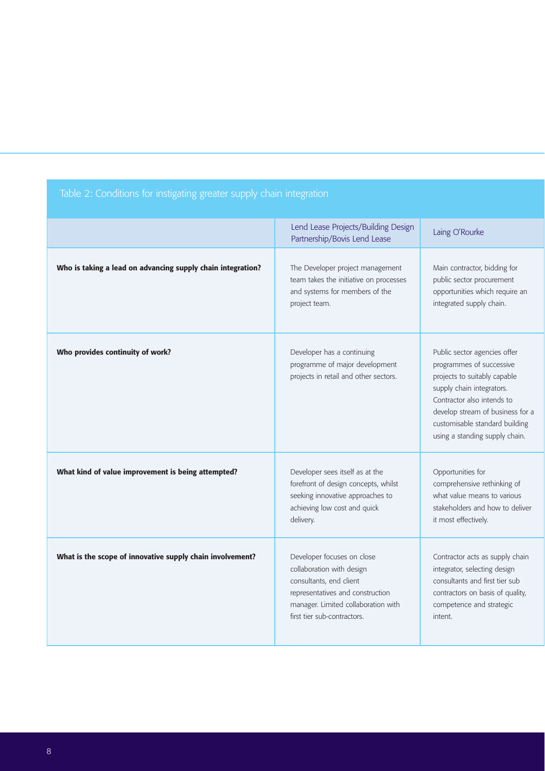Table 2: Conditions for instigating greater supply chain integration

| | Lend Lease Projects/Building Design Partnership/Bovis Lend Lease | Laing O'Rourke |
|---|---|---|
| **Who is taking a lead on advancing supply chain integration?** | The Developer project management team takes the initiative on processes and systems for members of the project team. | Main contractor, bidding for public sector procurement opportunities which require an integrated supply chain. |
| **Who provides continuity of work?** | Developer has a continuing programme of major development projects in retail and other sectors. | Public sector agencies offer programmes of successive projects to suitably capable supply chain integrators. Contractor also intends to develop stream of business for a customisable standard building using a standing supply chain. |
| **What kind of value improvement is being attempted?** | Developer sees itself as at the forefront of design concepts, whilst seeking innovative approaches to achieving low cost and quick delivery. | Opportunities for comprehensive rethinking of what value means to various stakeholders and how to deliver it most effectively. |
| **What is the scope of innovative supply chain involvement?** | Developer focuses on close collaboration with design consultants, end client representatives and construction manager. Limited collaboration with first tier sub-contractors. | Contractor acts as supply chain integrator, selecting design consultants and first tier sub contractors on basis of quality, competence and strategic intent. |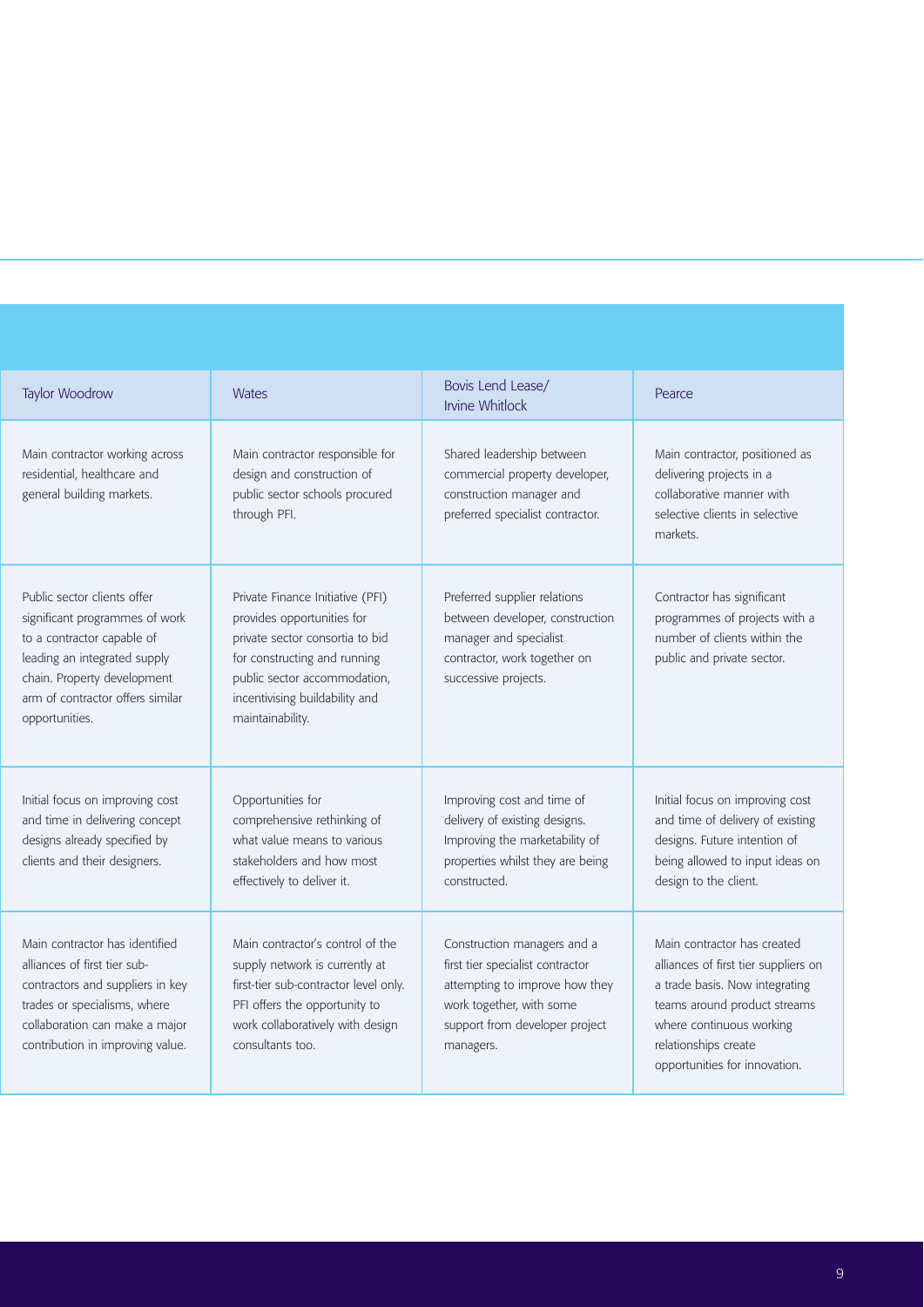| Taylor Woodrow | Wates | Bovis Lend Lease/ Irvine Whitlock | Pearce |
|---|---|---|---|
| Main contractor working across residential, healthcare and general building markets. | Main contractor responsible for design and construction of public sector schools procured through PFI. | Shared leadership between commercial property developer, construction manager and preferred specialist contractor. | Main contractor, positioned as delivering projects in a collaborative manner with selective clients in selective markets. |
| Public sector clients offer significant programmes of work to a contractor capable of leading an integrated supply chain. Property development arm of contractor offers similar opportunities. | Private Finance Initiative (PFI) provides opportunities for private sector consortia to bid for constructing and running public sector accommodation, incentivising buildability and maintainability. | Preferred supplier relations between developer, construction manager and specialist contractor, work together on successive projects. | Contractor has significant programmes of projects with a number of clients within the public and private sector. |
| Initial focus on improving cost and time in delivering concept designs already specified by clients and their designers. | Opportunities for comprehensive rethinking of what value means to various stakeholders and how most effectively to deliver it. | Improving cost and time of delivery of existing designs. Improving the marketability of properties whilst they are being constructed. | Initial focus on improving cost and time of delivery of existing designs. Future intention of being allowed to input ideas on design to the client. |
| Main contractor has identified alliances of first tier sub-contractors and suppliers in key trades or specialisms, where collaboration can make a major contribution in improving value. | Main contractor's control of the supply network is currently at first-tier sub-contractor level only. PFI offers the opportunity to work collaboratively with design consultants too. | Construction managers and a first tier specialist contractor attempting to improve how they work together, with some support from developer project managers. | Main contractor has created alliances of first tier suppliers on a trade basis. Now integrating teams around product streams where continuous working relationships create opportunities for innovation. |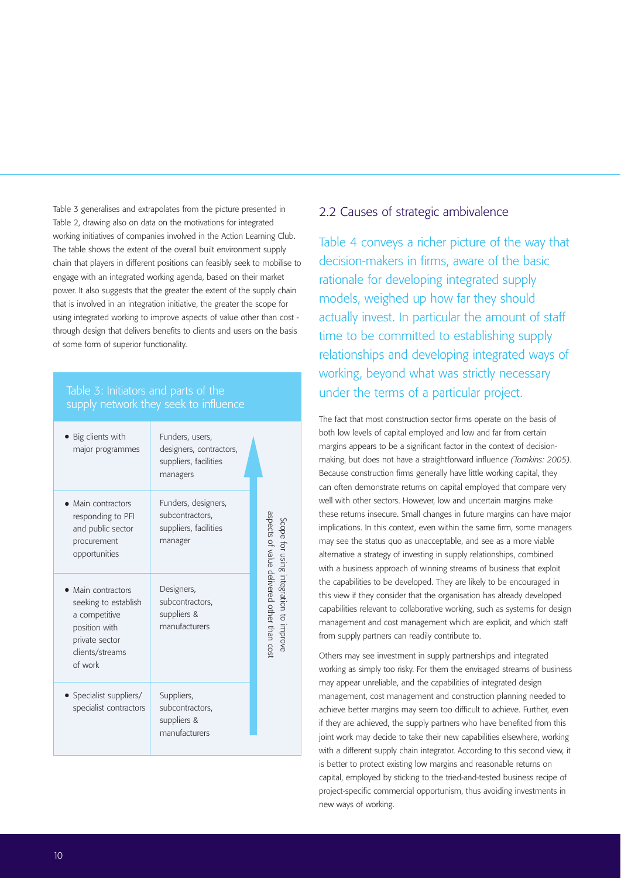Table 3 generalises and extrapolates from the picture presented in Table 2, drawing also on data on the motivations for integrated working initiatives of companies involved in the Action Learning Club. The table shows the extent of the overall built environment supply chain that players in different positions can feasibly seek to mobilise to engage with an integrated working agenda, based on their market power. It also suggests that the greater the extent of the supply chain that is involved in an integration initiative, the greater the scope for using integrated working to improve aspects of value other than cost - through design that delivers benefits to clients and users on the basis of some form of superior functionality.

**Table 3: Initiators and parts of the supply network they seek to influence**

| Initiator | Parts of supply network | Scope for using integration to improve aspects of value delivered other than cost |
|---|---|---|
| • Big clients with major programmes | Funders, users, designers, contractors, suppliers, facilities managers | ↑ |
| • Main contractors responding to PFI and public sector procurement opportunities | Funders, designers, subcontractors, suppliers, facilities manager | |
| • Main contractors seeking to establish a competitive position with private sector clients/streams of work | Designers, subcontractors, suppliers & manufacturers | |
| • Specialist suppliers/ specialist contractors | Suppliers, subcontractors, suppliers & manufacturers | |

## 2.2 Causes of strategic ambivalence

Table 4 conveys a richer picture of the way that decision-makers in firms, aware of the basic rationale for developing integrated supply models, weighed up how far they should actually invest. In particular the amount of staff time to be committed to establishing supply relationships and developing integrated ways of working, beyond what was strictly necessary under the terms of a particular project.

The fact that most construction sector firms operate on the basis of both low levels of capital employed and low and far from certain margins appears to be a significant factor in the context of decision-making, but does not have a straightforward influence *(Tomkins: 2005)*. Because construction firms generally have little working capital, they can often demonstrate returns on capital employed that compare very well with other sectors. However, low and uncertain margins make these returns insecure. Small changes in future margins can have major implications. In this context, even within the same firm, some managers may see the status quo as unacceptable, and see as a more viable alternative a strategy of investing in supply relationships, combined with a business approach of winning streams of business that exploit the capabilities to be developed. They are likely to be encouraged in this view if they consider that the organisation has already developed capabilities relevant to collaborative working, such as systems for design management and cost management which are explicit, and which staff from supply partners can readily contribute to.

Others may see investment in supply partnerships and integrated working as simply too risky. For them the envisaged streams of business may appear unreliable, and the capabilities of integrated design management, cost management and construction planning needed to achieve better margins may seem too difficult to achieve. Further, even if they are achieved, the supply partners who have benefited from this joint work may decide to take their new capabilities elsewhere, working with a different supply chain integrator. According to this second view, it is better to protect existing low margins and reasonable returns on capital, employed by sticking to the tried-and-tested business recipe of project-specific commercial opportunism, thus avoiding investments in new ways of working.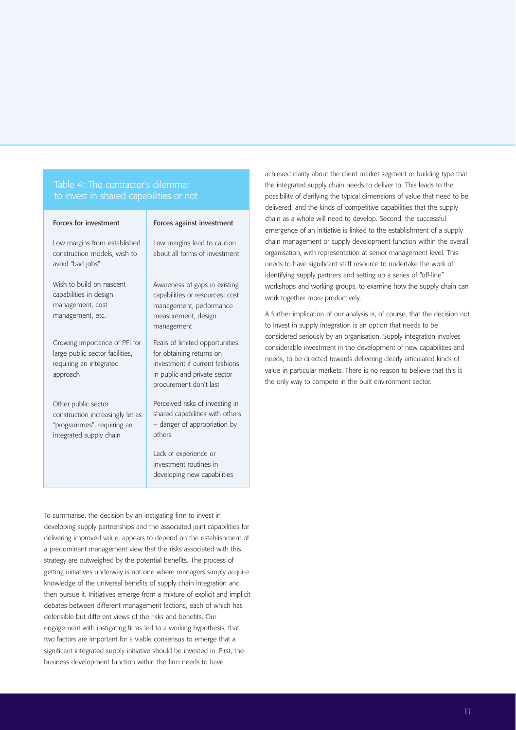### Table 4: The contractor's dilemma: to invest in shared capabilities or not

| Forces for investment | Forces against investment |
|---|---|
| Low margins from established construction models, wish to avoid "bad jobs" | Low margins lead to caution about all forms of investment |
| Wish to build on nascent capabilities in design management, cost management, etc. | Awareness of gaps in existing capabilities or resources: cost management, performance measurement, design management |
| Growing importance of PFI for large public sector facilities, requiring an integrated approach | Fears of limited opportunities for obtaining returns on investment if current fashions in public and private sector procurement don't last |
| Other public sector construction increasingly let as "programmes", requiring an integrated supply chain | Perceived risks of investing in shared capabilities with others – danger of appropriation by others |
| | Lack of experience or investment routines in developing new capabilities |

To summarise, the decision by an instigating firm to invest in developing supply partnerships and the associated joint capabilities for delivering improved value, appears to depend on the establishment of a predominant management view that the risks associated with this strategy are outweighed by the potential benefits. The process of getting initiatives underway is not one where managers simply acquire knowledge of the universal benefits of supply chain integration and then pursue it. Initiatives emerge from a mixture of explicit and implicit debates between different management factions, each of which has defensible but different views of the risks and benefits. Our engagement with instigating firms led to a working hypothesis, that two factors are important for a viable consensus to emerge that a significant integrated supply initiative should be invested in. First, the business development function within the firm needs to have achieved clarity about the client market segment or building type that the integrated supply chain needs to deliver to. This leads to the possibility of clarifying the typical dimensions of value that need to be delivered, and the kinds of competitive capabilities that the supply chain as a whole will need to develop. Second, the successful emergence of an initiative is linked to the establishment of a supply chain management or supply development function within the overall organisation, with representation at senior management level. This needs to have significant staff resource to undertake the work of identifying supply partners and setting up a series of "off-line" workshops and working groups, to examine how the supply chain can work together more productively.

A further implication of our analysis is, of course, that the decision not to invest in supply integration is an option that needs to be considered seriously by an organisation. Supply integration involves considerable investment in the development of new capabilities and needs, to be directed towards delivering clearly articulated kinds of value in particular markets. There is no reason to believe that this is the only way to compete in the built environment sector.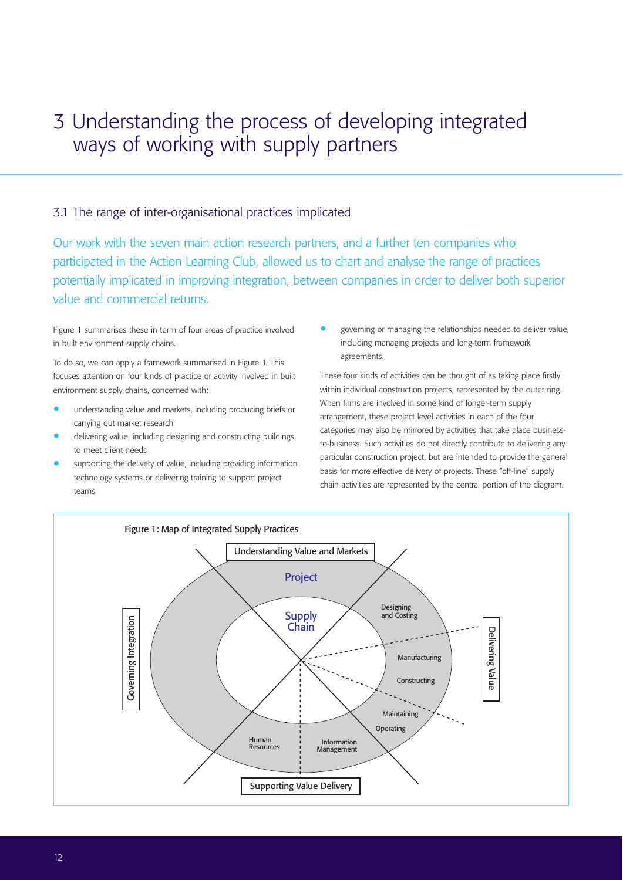# 3 Understanding the process of developing integrated ways of working with supply partners

## 3.1 The range of inter-organisational practices implicated

Our work with the seven main action research partners, and a further ten companies who participated in the Action Learning Club, allowed us to chart and analyse the range of practices potentially implicated in improving integration, between companies in order to deliver both superior value and commercial returns.

Figure 1 summarises these in term of four areas of practice involved in built environment supply chains.

To do so, we can apply a framework summarised in Figure 1. This focuses attention on four kinds of practice or activity involved in built environment supply chains, concerned with:

- understanding value and markets, including producing briefs or carrying out market research
- delivering value, including designing and constructing buildings to meet client needs
- supporting the delivery of value, including providing information technology systems or delivering training to support project teams
- governing or managing the relationships needed to deliver value, including managing projects and long-term framework agreements.

These four kinds of activities can be thought of as taking place firstly within individual construction projects, represented by the outer ring. When firms are involved in some kind of longer-term supply arrangement, these project level activities in each of the four categories may also be mirrored by activities that take place business-to-business. Such activities do not directly contribute to delivering any particular construction project, but are intended to provide the general basis for more effective delivery of projects. These "off-line" supply chain activities are represented by the central portion of the diagram.

Figure 1: Map of Integrated Supply Practices

Understanding Value and Markets

Project

Supply Chain

Designing and Costing

Manufacturing

Constructing

Maintaining

Operating

Delivering Value

Governing Integration

Human Resources

Information Management

Supporting Value Delivery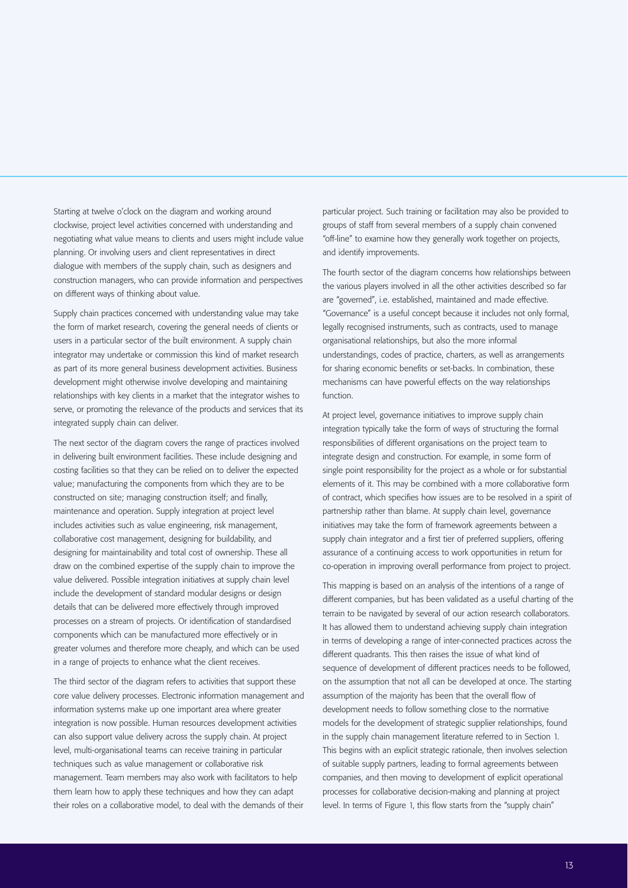Starting at twelve o'clock on the diagram and working around clockwise, project level activities concerned with understanding and negotiating what value means to clients and users might include value planning. Or involving users and client representatives in direct dialogue with members of the supply chain, such as designers and construction managers, who can provide information and perspectives on different ways of thinking about value.

Supply chain practices concerned with understanding value may take the form of market research, covering the general needs of clients or users in a particular sector of the built environment. A supply chain integrator may undertake or commission this kind of market research as part of its more general business development activities. Business development might otherwise involve developing and maintaining relationships with key clients in a market that the integrator wishes to serve, or promoting the relevance of the products and services that its integrated supply chain can deliver.

The next sector of the diagram covers the range of practices involved in delivering built environment facilities. These include designing and costing facilities so that they can be relied on to deliver the expected value; manufacturing the components from which they are to be constructed on site; managing construction itself; and finally, maintenance and operation. Supply integration at project level includes activities such as value engineering, risk management, collaborative cost management, designing for buildability, and designing for maintainability and total cost of ownership. These all draw on the combined expertise of the supply chain to improve the value delivered. Possible integration initiatives at supply chain level include the development of standard modular designs or design details that can be delivered more effectively through improved processes on a stream of projects. Or identification of standardised components which can be manufactured more effectively or in greater volumes and therefore more cheaply, and which can be used in a range of projects to enhance what the client receives.

The third sector of the diagram refers to activities that support these core value delivery processes. Electronic information management and information systems make up one important area where greater integration is now possible. Human resources development activities can also support value delivery across the supply chain. At project level, multi-organisational teams can receive training in particular techniques such as value management or collaborative risk management. Team members may also work with facilitators to help them learn how to apply these techniques and how they can adapt their roles on a collaborative model, to deal with the demands of their particular project. Such training or facilitation may also be provided to groups of staff from several members of a supply chain convened "off-line" to examine how they generally work together on projects, and identify improvements.

The fourth sector of the diagram concerns how relationships between the various players involved in all the other activities described so far are "governed", i.e. established, maintained and made effective. "Governance" is a useful concept because it includes not only formal, legally recognised instruments, such as contracts, used to manage organisational relationships, but also the more informal understandings, codes of practice, charters, as well as arrangements for sharing economic benefits or set-backs. In combination, these mechanisms can have powerful effects on the way relationships function.

At project level, governance initiatives to improve supply chain integration typically take the form of ways of structuring the formal responsibilities of different organisations on the project team to integrate design and construction. For example, in some form of single point responsibility for the project as a whole or for substantial elements of it. This may be combined with a more collaborative form of contract, which specifies how issues are to be resolved in a spirit of partnership rather than blame. At supply chain level, governance initiatives may take the form of framework agreements between a supply chain integrator and a first tier of preferred suppliers, offering assurance of a continuing access to work opportunities in return for co-operation in improving overall performance from project to project.

This mapping is based on an analysis of the intentions of a range of different companies, but has been validated as a useful charting of the terrain to be navigated by several of our action research collaborators. It has allowed them to understand achieving supply chain integration in terms of developing a range of inter-connected practices across the different quadrants. This then raises the issue of what kind of sequence of development of different practices needs to be followed, on the assumption that not all can be developed at once. The starting assumption of the majority has been that the overall flow of development needs to follow something close to the normative models for the development of strategic supplier relationships, found in the supply chain management literature referred to in Section 1. This begins with an explicit strategic rationale, then involves selection of suitable supply partners, leading to formal agreements between companies, and then moving to development of explicit operational processes for collaborative decision-making and planning at project level. In terms of Figure 1, this flow starts from the "supply chain"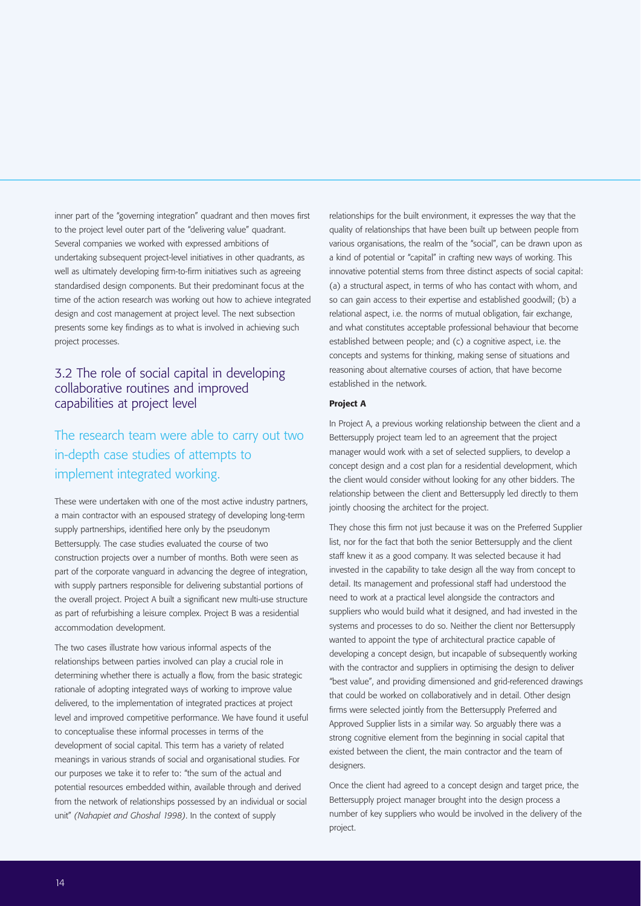inner part of the "governing integration" quadrant and then moves first to the project level outer part of the "delivering value" quadrant. Several companies we worked with expressed ambitions of undertaking subsequent project-level initiatives in other quadrants, as well as ultimately developing firm-to-firm initiatives such as agreeing standardised design components. But their predominant focus at the time of the action research was working out how to achieve integrated design and cost management at project level. The next subsection presents some key findings as to what is involved in achieving such project processes.

## 3.2 The role of social capital in developing collaborative routines and improved capabilities at project level

### The research team were able to carry out two in-depth case studies of attempts to implement integrated working.

These were undertaken with one of the most active industry partners, a main contractor with an espoused strategy of developing long-term supply partnerships, identified here only by the pseudonym Bettersupply. The case studies evaluated the course of two construction projects over a number of months. Both were seen as part of the corporate vanguard in advancing the degree of integration, with supply partners responsible for delivering substantial portions of the overall project. Project A built a significant new multi-use structure as part of refurbishing a leisure complex. Project B was a residential accommodation development.

The two cases illustrate how various informal aspects of the relationships between parties involved can play a crucial role in determining whether there is actually a flow, from the basic strategic rationale of adopting integrated ways of working to improve value delivered, to the implementation of integrated practices at project level and improved competitive performance. We have found it useful to conceptualise these informal processes in terms of the development of social capital. This term has a variety of related meanings in various strands of social and organisational studies. For our purposes we take it to refer to: "the sum of the actual and potential resources embedded within, available through and derived from the network of relationships possessed by an individual or social unit" *(Nahapiet and Ghoshal 1998)*. In the context of supply relationships for the built environment, it expresses the way that the quality of relationships that have been built up between people from various organisations, the realm of the "social", can be drawn upon as a kind of potential or "capital" in crafting new ways of working. This innovative potential stems from three distinct aspects of social capital: (a) a structural aspect, in terms of who has contact with whom, and so can gain access to their expertise and established goodwill; (b) a relational aspect, i.e. the norms of mutual obligation, fair exchange, and what constitutes acceptable professional behaviour that become established between people; and (c) a cognitive aspect, i.e. the concepts and systems for thinking, making sense of situations and reasoning about alternative courses of action, that have become established in the network.

#### Project A

In Project A, a previous working relationship between the client and a Bettersupply project team led to an agreement that the project manager would work with a set of selected suppliers, to develop a concept design and a cost plan for a residential development, which the client would consider without looking for any other bidders. The relationship between the client and Bettersupply led directly to them jointly choosing the architect for the project.

They chose this firm not just because it was on the Preferred Supplier list, nor for the fact that both the senior Bettersupply and the client staff knew it as a good company. It was selected because it had invested in the capability to take design all the way from concept to detail. Its management and professional staff had understood the need to work at a practical level alongside the contractors and suppliers who would build what it designed, and had invested in the systems and processes to do so. Neither the client nor Bettersupply wanted to appoint the type of architectural practice capable of developing a concept design, but incapable of subsequently working with the contractor and suppliers in optimising the design to deliver "best value", and providing dimensioned and grid-referenced drawings that could be worked on collaboratively and in detail. Other design firms were selected jointly from the Bettersupply Preferred and Approved Supplier lists in a similar way. So arguably there was a strong cognitive element from the beginning in social capital that existed between the client, the main contractor and the team of designers.

Once the client had agreed to a concept design and target price, the Bettersupply project manager brought into the design process a number of key suppliers who would be involved in the delivery of the project.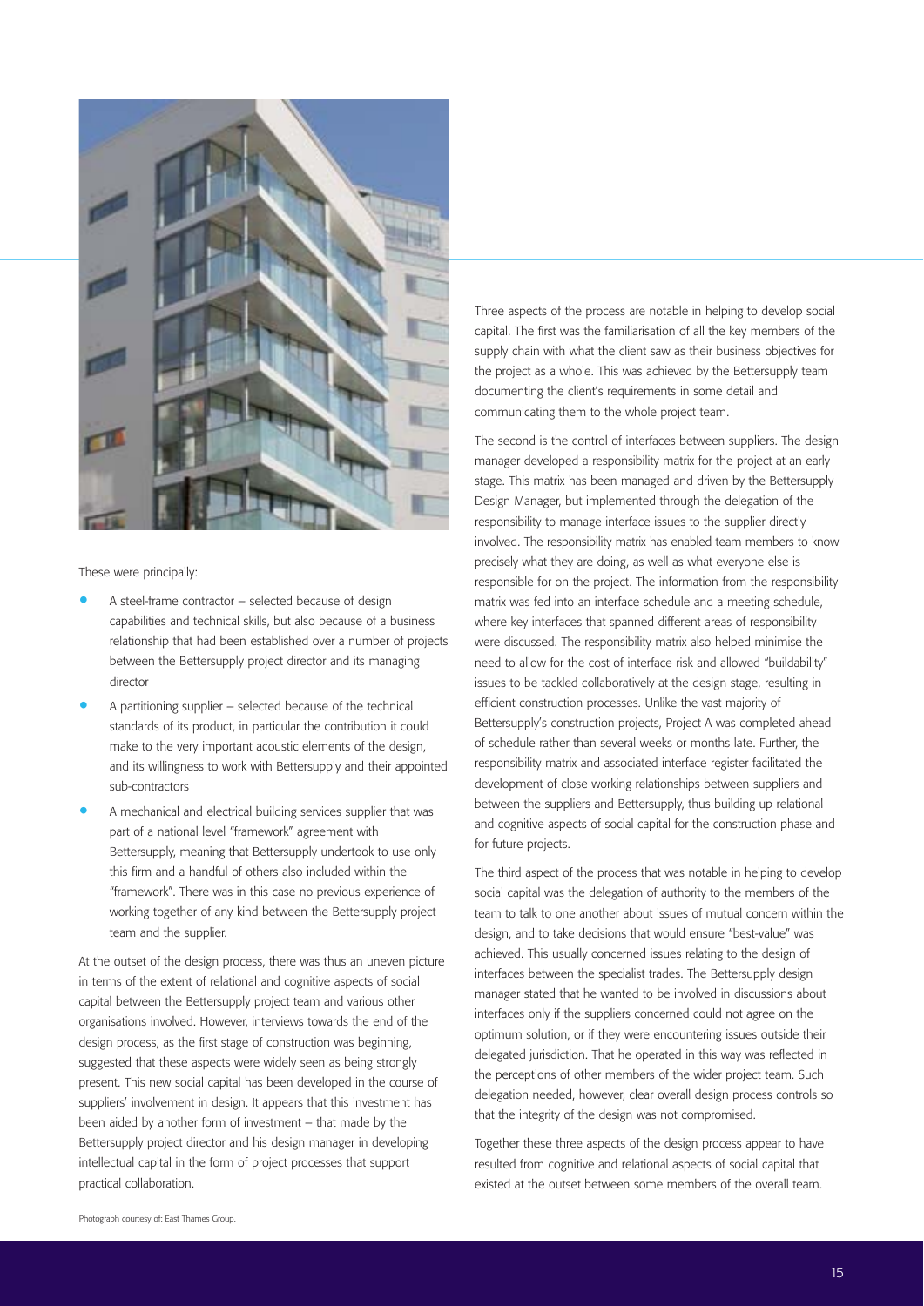These were principally:

- A steel-frame contractor – selected because of design capabilities and technical skills, but also because of a business relationship that had been established over a number of projects between the Bettersupply project director and its managing director
- A partitioning supplier – selected because of the technical standards of its product, in particular the contribution it could make to the very important acoustic elements of the design, and its willingness to work with Bettersupply and their appointed sub-contractors
- A mechanical and electrical building services supplier that was part of a national level "framework" agreement with Bettersupply, meaning that Bettersupply undertook to use only this firm and a handful of others also included within the "framework". There was in this case no previous experience of working together of any kind between the Bettersupply project team and the supplier.

At the outset of the design process, there was thus an uneven picture in terms of the extent of relational and cognitive aspects of social capital between the Bettersupply project team and various other organisations involved. However, interviews towards the end of the design process, as the first stage of construction was beginning, suggested that these aspects were widely seen as being strongly present. This new social capital has been developed in the course of suppliers' involvement in design. It appears that this investment has been aided by another form of investment – that made by the Bettersupply project director and his design manager in developing intellectual capital in the form of project processes that support practical collaboration.

Photograph courtesy of: East Thames Group.

Three aspects of the process are notable in helping to develop social capital. The first was the familiarisation of all the key members of the supply chain with what the client saw as their business objectives for the project as a whole. This was achieved by the Bettersupply team documenting the client's requirements in some detail and communicating them to the whole project team.

The second is the control of interfaces between suppliers. The design manager developed a responsibility matrix for the project at an early stage. This matrix has been managed and driven by the Bettersupply Design Manager, but implemented through the delegation of the responsibility to manage interface issues to the supplier directly involved. The responsibility matrix has enabled team members to know precisely what they are doing, as well as what everyone else is responsible for on the project. The information from the responsibility matrix was fed into an interface schedule and a meeting schedule, where key interfaces that spanned different areas of responsibility were discussed. The responsibility matrix also helped minimise the need to allow for the cost of interface risk and allowed "buildability" issues to be tackled collaboratively at the design stage, resulting in efficient construction processes. Unlike the vast majority of Bettersupply's construction projects, Project A was completed ahead of schedule rather than several weeks or months late. Further, the responsibility matrix and associated interface register facilitated the development of close working relationships between suppliers and between the suppliers and Bettersupply, thus building up relational and cognitive aspects of social capital for the construction phase and for future projects.

The third aspect of the process that was notable in helping to develop social capital was the delegation of authority to the members of the team to talk to one another about issues of mutual concern within the design, and to take decisions that would ensure "best-value" was achieved. This usually concerned issues relating to the design of interfaces between the specialist trades. The Bettersupply design manager stated that he wanted to be involved in discussions about interfaces only if the suppliers concerned could not agree on the optimum solution, or if they were encountering issues outside their delegated jurisdiction. That he operated in this way was reflected in the perceptions of other members of the wider project team. Such delegation needed, however, clear overall design process controls so that the integrity of the design was not compromised.

Together these three aspects of the design process appear to have resulted from cognitive and relational aspects of social capital that existed at the outset between some members of the overall team.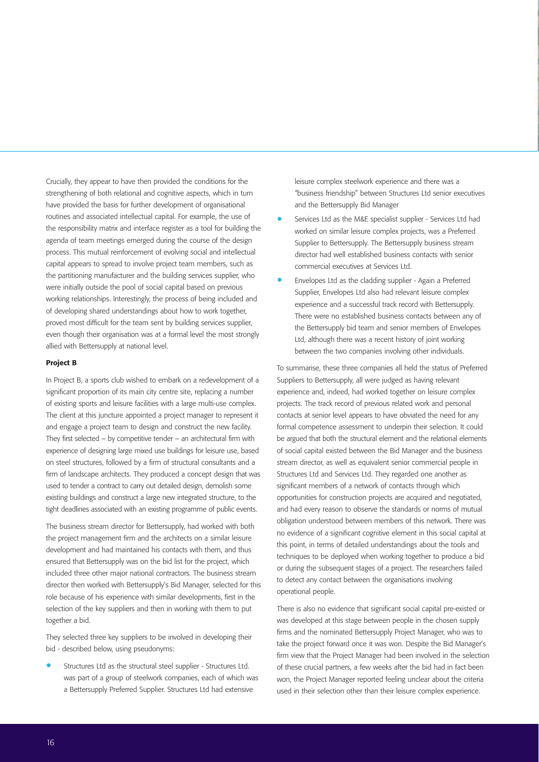Crucially, they appear to have then provided the conditions for the strengthening of both relational and cognitive aspects, which in turn have provided the basis for further development of organisational routines and associated intellectual capital. For example, the use of the responsibility matrix and interface register as a tool for building the agenda of team meetings emerged during the course of the design process. This mutual reinforcement of evolving social and intellectual capital appears to spread to involve project team members, such as the partitioning manufacturer and the building services supplier, who were initially outside the pool of social capital based on previous working relationships. Interestingly, the process of being included and of developing shared understandings about how to work together, proved most difficult for the team sent by building services supplier, even though their organisation was at a formal level the most strongly allied with Bettersupply at national level.

### Project B

In Project B, a sports club wished to embark on a redevelopment of a significant proportion of its main city centre site, replacing a number of existing sports and leisure facilities with a large multi-use complex. The client at this juncture appointed a project manager to represent it and engage a project team to design and construct the new facility. They first selected – by competitive tender – an architectural firm with experience of designing large mixed use buildings for leisure use, based on steel structures, followed by a firm of structural consultants and a firm of landscape architects. They produced a concept design that was used to tender a contract to carry out detailed design, demolish some existing buildings and construct a large new integrated structure, to the tight deadlines associated with an existing programme of public events.

The business stream director for Bettersupply, had worked with both the project management firm and the architects on a similar leisure development and had maintained his contacts with them, and thus ensured that Bettersupply was on the bid list for the project, which included three other major national contractors. The business stream director then worked with Bettersupply's Bid Manager, selected for this role because of his experience with similar developments, first in the selection of the key suppliers and then in working with them to put together a bid.

They selected three key suppliers to be involved in developing their bid - described below, using pseudonyms:

- Structures Ltd as the structural steel supplier - Structures Ltd. was part of a group of steelwork companies, each of which was a Bettersupply Preferred Supplier. Structures Ltd had extensive leisure complex steelwork experience and there was a "business friendship" between Structures Ltd senior executives and the Bettersupply Bid Manager
- Services Ltd as the M&E specialist supplier - Services Ltd had worked on similar leisure complex projects, was a Preferred Supplier to Bettersupply. The Bettersupply business stream director had well established business contacts with senior commercial executives at Services Ltd.
- Envelopes Ltd as the cladding supplier - Again a Preferred Supplier, Envelopes Ltd also had relevant leisure complex experience and a successful track record with Bettersupply. There were no established business contacts between any of the Bettersupply bid team and senior members of Envelopes Ltd, although there was a recent history of joint working between the two companies involving other individuals.

To summarise, these three companies all held the status of Preferred Suppliers to Bettersupply, all were judged as having relevant experience and, indeed, had worked together on leisure complex projects. The track record of previous related work and personal contacts at senior level appears to have obviated the need for any formal competence assessment to underpin their selection. It could be argued that both the structural element and the relational elements of social capital existed between the Bid Manager and the business stream director, as well as equivalent senior commercial people in Structures Ltd and Services Ltd. They regarded one another as significant members of a network of contacts through which opportunities for construction projects are acquired and negotiated, and had every reason to observe the standards or norms of mutual obligation understood between members of this network. There was no evidence of a significant cognitive element in this social capital at this point, in terms of detailed understandings about the tools and techniques to be deployed when working together to produce a bid or during the subsequent stages of a project. The researchers failed to detect any contact between the organisations involving operational people.

There is also no evidence that significant social capital pre-existed or was developed at this stage between people in the chosen supply firms and the nominated Bettersupply Project Manager, who was to take the project forward once it was won. Despite the Bid Manager's firm view that the Project Manager had been involved in the selection of these crucial partners, a few weeks after the bid had in fact been won, the Project Manager reported feeling unclear about the criteria used in their selection other than their leisure complex experience.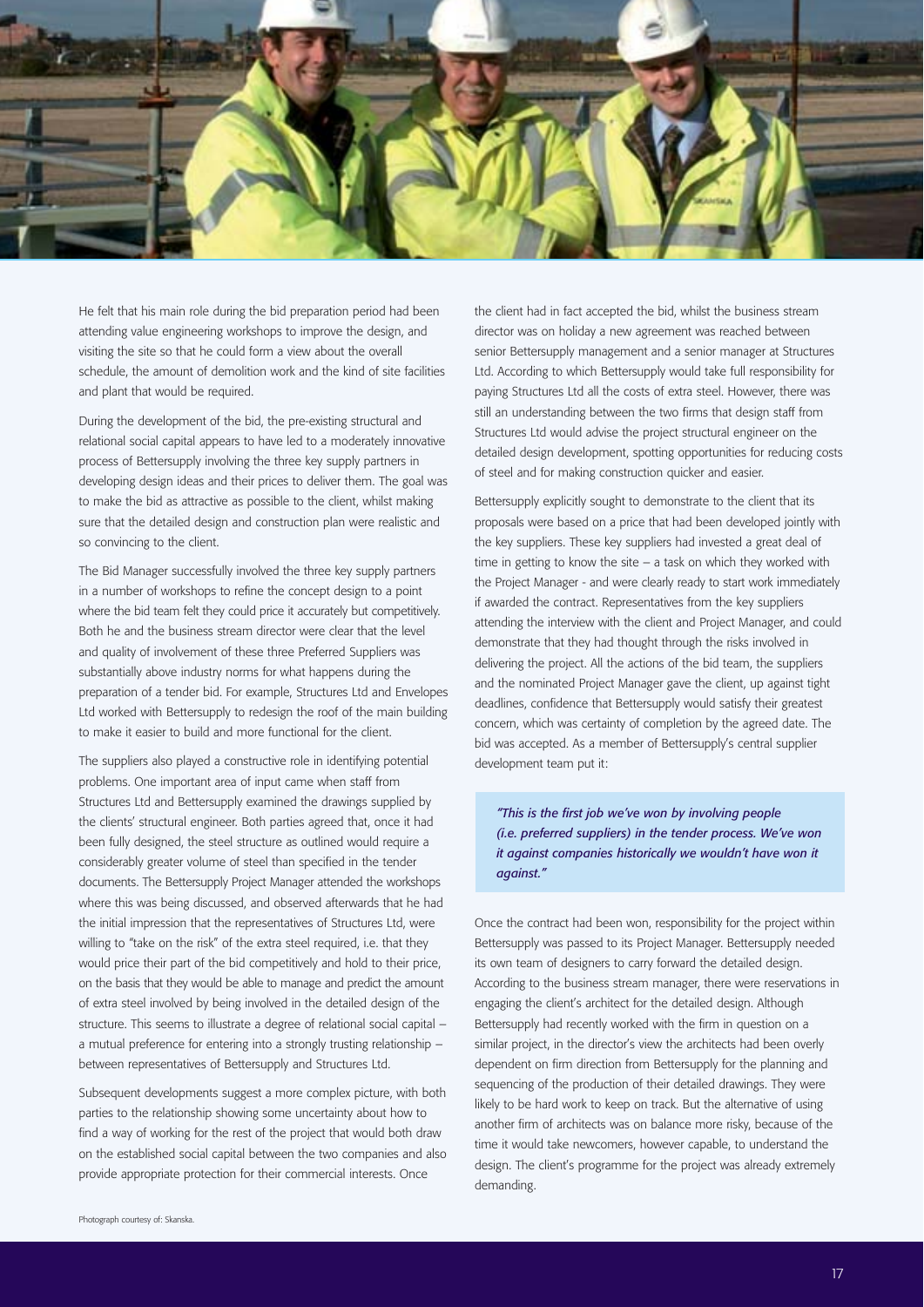He felt that his main role during the bid preparation period had been attending value engineering workshops to improve the design, and visiting the site so that he could form a view about the overall schedule, the amount of demolition work and the kind of site facilities and plant that would be required.

During the development of the bid, the pre-existing structural and relational social capital appears to have led to a moderately innovative process of Bettersupply involving the three key supply partners in developing design ideas and their prices to deliver them. The goal was to make the bid as attractive as possible to the client, whilst making sure that the detailed design and construction plan were realistic and so convincing to the client.

The Bid Manager successfully involved the three key supply partners in a number of workshops to refine the concept design to a point where the bid team felt they could price it accurately but competitively. Both he and the business stream director were clear that the level and quality of involvement of these three Preferred Suppliers was substantially above industry norms for what happens during the preparation of a tender bid. For example, Structures Ltd and Envelopes Ltd worked with Bettersupply to redesign the roof of the main building to make it easier to build and more functional for the client.

The suppliers also played a constructive role in identifying potential problems. One important area of input came when staff from Structures Ltd and Bettersupply examined the drawings supplied by the clients' structural engineer. Both parties agreed that, once it had been fully designed, the steel structure as outlined would require a considerably greater volume of steel than specified in the tender documents. The Bettersupply Project Manager attended the workshops where this was being discussed, and observed afterwards that he had the initial impression that the representatives of Structures Ltd, were willing to "take on the risk" of the extra steel required, i.e. that they would price their part of the bid competitively and hold to their price, on the basis that they would be able to manage and predict the amount of extra steel involved by being involved in the detailed design of the structure. This seems to illustrate a degree of relational social capital – a mutual preference for entering into a strongly trusting relationship – between representatives of Bettersupply and Structures Ltd.

Subsequent developments suggest a more complex picture, with both parties to the relationship showing some uncertainty about how to find a way of working for the rest of the project that would both draw on the established social capital between the two companies and also provide appropriate protection for their commercial interests. Once the client had in fact accepted the bid, whilst the business stream director was on holiday a new agreement was reached between senior Bettersupply management and a senior manager at Structures Ltd. According to which Bettersupply would take full responsibility for paying Structures Ltd all the costs of extra steel. However, there was still an understanding between the two firms that design staff from Structures Ltd would advise the project structural engineer on the detailed design development, spotting opportunities for reducing costs of steel and for making construction quicker and easier.

Bettersupply explicitly sought to demonstrate to the client that its proposals were based on a price that had been developed jointly with the key suppliers. These key suppliers had invested a great deal of time in getting to know the site – a task on which they worked with the Project Manager - and were clearly ready to start work immediately if awarded the contract. Representatives from the key suppliers attending the interview with the client and Project Manager, and could demonstrate that they had thought through the risks involved in delivering the project. All the actions of the bid team, the suppliers and the nominated Project Manager gave the client, up against tight deadlines, confidence that Bettersupply would satisfy their greatest concern, which was certainty of completion by the agreed date. The bid was accepted. As a member of Bettersupply's central supplier development team put it:

> *"This is the first job we've won by involving people (i.e. preferred suppliers) in the tender process. We've won it against companies historically we wouldn't have won it against."*

Once the contract had been won, responsibility for the project within Bettersupply was passed to its Project Manager. Bettersupply needed its own team of designers to carry forward the detailed design. According to the business stream manager, there were reservations in engaging the client's architect for the detailed design. Although Bettersupply had recently worked with the firm in question on a similar project, in the director's view the architects had been overly dependent on firm direction from Bettersupply for the planning and sequencing of the production of their detailed drawings. They were likely to be hard work to keep on track. But the alternative of using another firm of architects was on balance more risky, because of the time it would take newcomers, however capable, to understand the design. The client's programme for the project was already extremely demanding.

Photograph courtesy of: Skanska.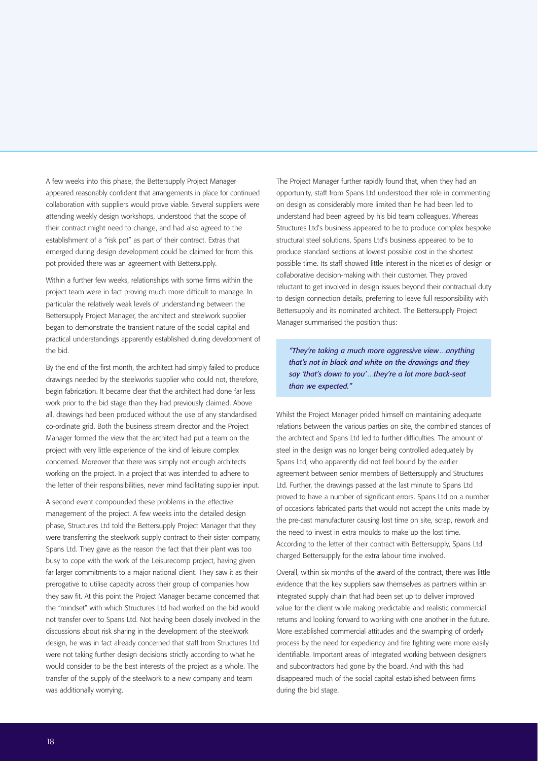A few weeks into this phase, the Bettersupply Project Manager appeared reasonably confident that arrangements in place for continued collaboration with suppliers would prove viable. Several suppliers were attending weekly design workshops, understood that the scope of their contract might need to change, and had also agreed to the establishment of a "risk pot" as part of their contract. Extras that emerged during design development could be claimed for from this pot provided there was an agreement with Bettersupply.

Within a further few weeks, relationships with some firms within the project team were in fact proving much more difficult to manage. In particular the relatively weak levels of understanding between the Bettersupply Project Manager, the architect and steelwork supplier began to demonstrate the transient nature of the social capital and practical understandings apparently established during development of the bid.

By the end of the first month, the architect had simply failed to produce drawings needed by the steelworks supplier who could not, therefore, begin fabrication. It became clear that the architect had done far less work prior to the bid stage than they had previously claimed. Above all, drawings had been produced without the use of any standardised co-ordinate grid. Both the business stream director and the Project Manager formed the view that the architect had put a team on the project with very little experience of the kind of leisure complex concerned. Moreover that there was simply not enough architects working on the project. In a project that was intended to adhere to the letter of their responsibilities, never mind facilitating supplier input.

A second event compounded these problems in the effective management of the project. A few weeks into the detailed design phase, Structures Ltd told the Bettersupply Project Manager that they were transferring the steelwork supply contract to their sister company, Spans Ltd. They gave as the reason the fact that their plant was too busy to cope with the work of the Leisurecomp project, having given far larger commitments to a major national client. They saw it as their prerogative to utilise capacity across their group of companies how they saw fit. At this point the Project Manager became concerned that the "mindset" with which Structures Ltd had worked on the bid would not transfer over to Spans Ltd. Not having been closely involved in the discussions about risk sharing in the development of the steelwork design, he was in fact already concerned that staff from Structures Ltd were not taking further design decisions strictly according to what he would consider to be the best interests of the project as a whole. The transfer of the supply of the steelwork to a new company and team was additionally worrying.

The Project Manager further rapidly found that, when they had an opportunity, staff from Spans Ltd understood their role in commenting on design as considerably more limited than he had been led to understand had been agreed by his bid team colleagues. Whereas Structures Ltd's business appeared to be to produce complex bespoke structural steel solutions, Spans Ltd's business appeared to be to produce standard sections at lowest possible cost in the shortest possible time. Its staff showed little interest in the niceties of design or collaborative decision-making with their customer. They proved reluctant to get involved in design issues beyond their contractual duty to design connection details, preferring to leave full responsibility with Bettersupply and its nominated architect. The Bettersupply Project Manager summarised the position thus:

> *"They're taking a much more aggressive view…anything that's not in black and white on the drawings and they say 'that's down to you'…they're a lot more back-seat than we expected."*

Whilst the Project Manager prided himself on maintaining adequate relations between the various parties on site, the combined stances of the architect and Spans Ltd led to further difficulties. The amount of steel in the design was no longer being controlled adequately by Spans Ltd, who apparently did not feel bound by the earlier agreement between senior members of Bettersupply and Structures Ltd. Further, the drawings passed at the last minute to Spans Ltd proved to have a number of significant errors. Spans Ltd on a number of occasions fabricated parts that would not accept the units made by the pre-cast manufacturer causing lost time on site, scrap, rework and the need to invest in extra moulds to make up the lost time. According to the letter of their contract with Bettersupply, Spans Ltd charged Bettersupply for the extra labour time involved.

Overall, within six months of the award of the contract, there was little evidence that the key suppliers saw themselves as partners within an integrated supply chain that had been set up to deliver improved value for the client while making predictable and realistic commercial returns and looking forward to working with one another in the future. More established commercial attitudes and the swamping of orderly process by the need for expediency and fire fighting were more easily identifiable. Important areas of integrated working between designers and subcontractors had gone by the board. And with this had disappeared much of the social capital established between firms during the bid stage.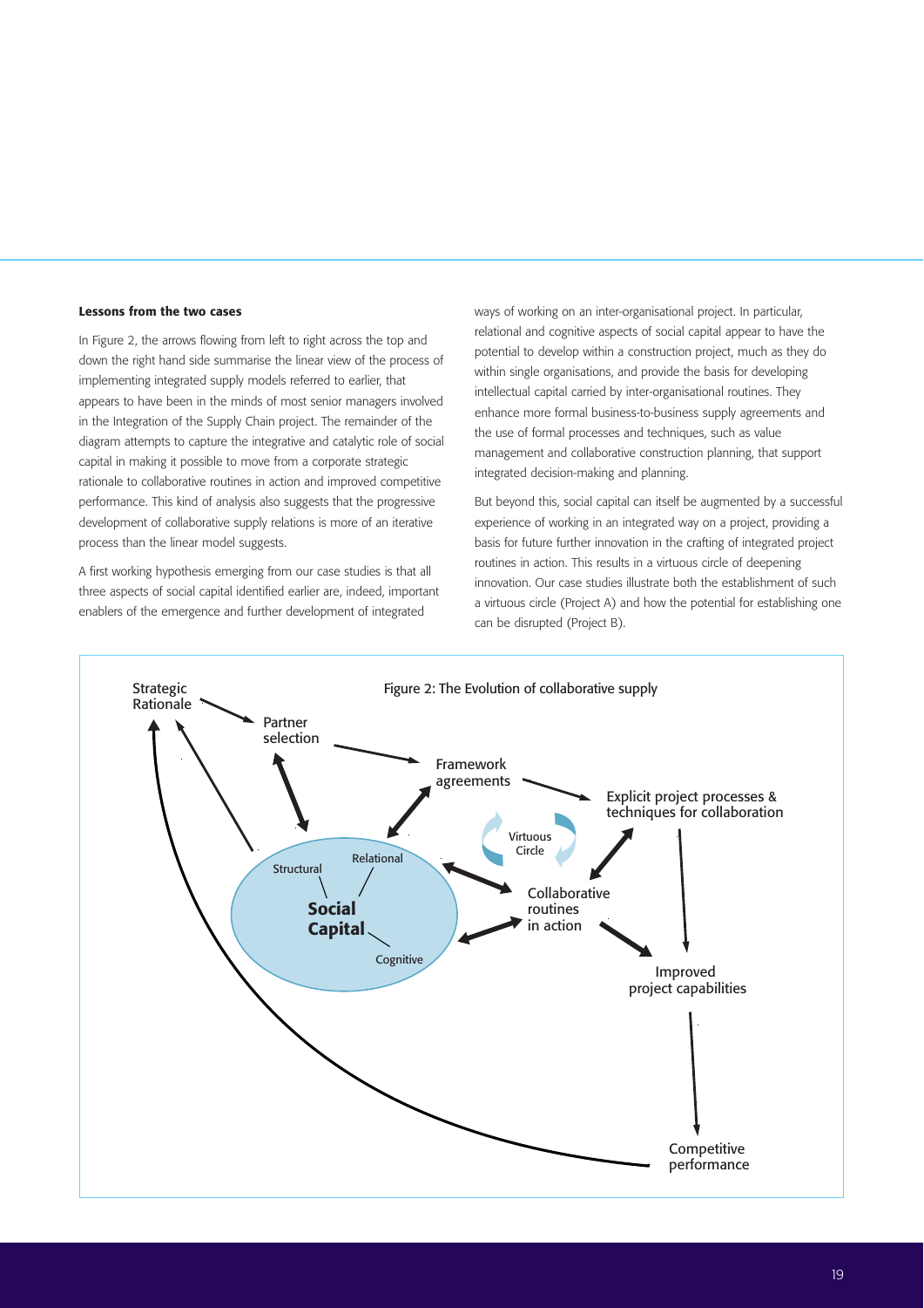### Lessons from the two cases

In Figure 2, the arrows flowing from left to right across the top and down the right hand side summarise the linear view of the process of implementing integrated supply models referred to earlier, that appears to have been in the minds of most senior managers involved in the Integration of the Supply Chain project. The remainder of the diagram attempts to capture the integrative and catalytic role of social capital in making it possible to move from a corporate strategic rationale to collaborative routines in action and improved competitive performance. This kind of analysis also suggests that the progressive development of collaborative supply relations is more of an iterative process than the linear model suggests.

A first working hypothesis emerging from our case studies is that all three aspects of social capital identified earlier are, indeed, important enablers of the emergence and further development of integrated ways of working on an inter-organisational project. In particular, relational and cognitive aspects of social capital appear to have the potential to develop within a construction project, much as they do within single organisations, and provide the basis for developing intellectual capital carried by inter-organisational routines. They enhance more formal business-to-business supply agreements and the use of formal processes and techniques, such as value management and collaborative construction planning, that support integrated decision-making and planning.

But beyond this, social capital can itself be augmented by a successful experience of working in an integrated way on a project, providing a basis for future further innovation in the crafting of integrated project routines in action. This results in a virtuous circle of deepening innovation. Our case studies illustrate both the establishment of such a virtuous circle (Project A) and how the potential for establishing one can be disrupted (Project B).

Figure 2: The Evolution of collaborative supply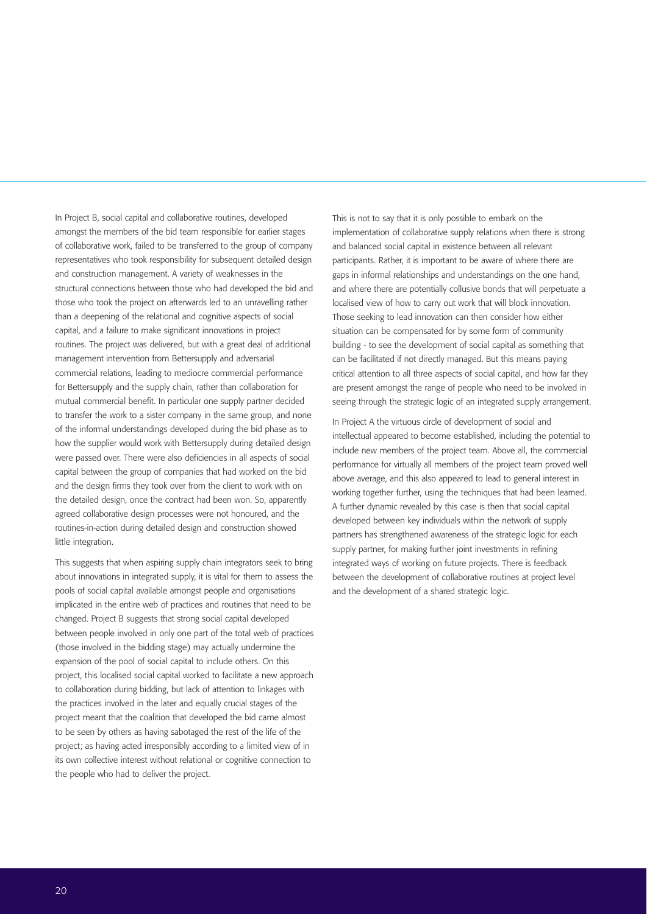In Project B, social capital and collaborative routines, developed amongst the members of the bid team responsible for earlier stages of collaborative work, failed to be transferred to the group of company representatives who took responsibility for subsequent detailed design and construction management. A variety of weaknesses in the structural connections between those who had developed the bid and those who took the project on afterwards led to an unravelling rather than a deepening of the relational and cognitive aspects of social capital, and a failure to make significant innovations in project routines. The project was delivered, but with a great deal of additional management intervention from Bettersupply and adversarial commercial relations, leading to mediocre commercial performance for Bettersupply and the supply chain, rather than collaboration for mutual commercial benefit. In particular one supply partner decided to transfer the work to a sister company in the same group, and none of the informal understandings developed during the bid phase as to how the supplier would work with Bettersupply during detailed design were passed over. There were also deficiencies in all aspects of social capital between the group of companies that had worked on the bid and the design firms they took over from the client to work with on the detailed design, once the contract had been won. So, apparently agreed collaborative design processes were not honoured, and the routines-in-action during detailed design and construction showed little integration.

This suggests that when aspiring supply chain integrators seek to bring about innovations in integrated supply, it is vital for them to assess the pools of social capital available amongst people and organisations implicated in the entire web of practices and routines that need to be changed. Project B suggests that strong social capital developed between people involved in only one part of the total web of practices (those involved in the bidding stage) may actually undermine the expansion of the pool of social capital to include others. On this project, this localised social capital worked to facilitate a new approach to collaboration during bidding, but lack of attention to linkages with the practices involved in the later and equally crucial stages of the project meant that the coalition that developed the bid came almost to be seen by others as having sabotaged the rest of the life of the project; as having acted irresponsibly according to a limited view of in its own collective interest without relational or cognitive connection to the people who had to deliver the project.

This is not to say that it is only possible to embark on the implementation of collaborative supply relations when there is strong and balanced social capital in existence between all relevant participants. Rather, it is important to be aware of where there are gaps in informal relationships and understandings on the one hand, and where there are potentially collusive bonds that will perpetuate a localised view of how to carry out work that will block innovation. Those seeking to lead innovation can then consider how either situation can be compensated for by some form of community building - to see the development of social capital as something that can be facilitated if not directly managed. But this means paying critical attention to all three aspects of social capital, and how far they are present amongst the range of people who need to be involved in seeing through the strategic logic of an integrated supply arrangement.

In Project A the virtuous circle of development of social and intellectual appeared to become established, including the potential to include new members of the project team. Above all, the commercial performance for virtually all members of the project team proved well above average, and this also appeared to lead to general interest in working together further, using the techniques that had been learned. A further dynamic revealed by this case is then that social capital developed between key individuals within the network of supply partners has strengthened awareness of the strategic logic for each supply partner, for making further joint investments in refining integrated ways of working on future projects. There is feedback between the development of collaborative routines at project level and the development of a shared strategic logic.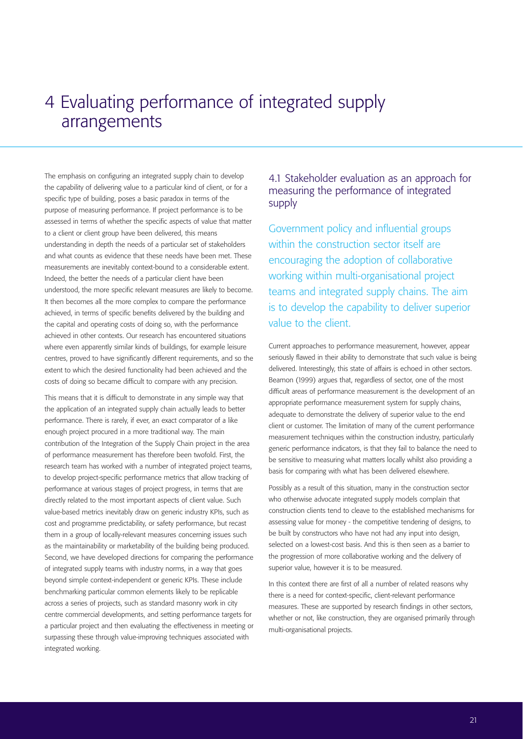# 4 Evaluating performance of integrated supply arrangements

The emphasis on configuring an integrated supply chain to develop the capability of delivering value to a particular kind of client, or for a specific type of building, poses a basic paradox in terms of the purpose of measuring performance. If project performance is to be assessed in terms of whether the specific aspects of value that matter to a client or client group have been delivered, this means understanding in depth the needs of a particular set of stakeholders and what counts as evidence that these needs have been met. These measurements are inevitably context-bound to a considerable extent. Indeed, the better the needs of a particular client have been understood, the more specific relevant measures are likely to become. It then becomes all the more complex to compare the performance achieved, in terms of specific benefits delivered by the building and the capital and operating costs of doing so, with the performance achieved in other contexts. Our research has encountered situations where even apparently similar kinds of buildings, for example leisure centres, proved to have significantly different requirements, and so the extent to which the desired functionality had been achieved and the costs of doing so became difficult to compare with any precision.

This means that it is difficult to demonstrate in any simple way that the application of an integrated supply chain actually leads to better performance. There is rarely, if ever, an exact comparator of a like enough project procured in a more traditional way. The main contribution of the Integration of the Supply Chain project in the area of performance measurement has therefore been twofold. First, the research team has worked with a number of integrated project teams, to develop project-specific performance metrics that allow tracking of performance at various stages of project progress, in terms that are directly related to the most important aspects of client value. Such value-based metrics inevitably draw on generic industry KPIs, such as cost and programme predictability, or safety performance, but recast them in a group of locally-relevant measures concerning issues such as the maintainability or marketability of the building being produced. Second, we have developed directions for comparing the performance of integrated supply teams with industry norms, in a way that goes beyond simple context-independent or generic KPIs. These include benchmarking particular common elements likely to be replicable across a series of projects, such as standard masonry work in city centre commercial developments, and setting performance targets for a particular project and then evaluating the effectiveness in meeting or surpassing these through value-improving techniques associated with integrated working.

## 4.1 Stakeholder evaluation as an approach for measuring the performance of integrated supply

Government policy and influential groups within the construction sector itself are encouraging the adoption of collaborative working within multi-organisational project teams and integrated supply chains. The aim is to develop the capability to deliver superior value to the client.

Current approaches to performance measurement, however, appear seriously flawed in their ability to demonstrate that such value is being delivered. Interestingly, this state of affairs is echoed in other sectors. Beamon (1999) argues that, regardless of sector, one of the most difficult areas of performance measurement is the development of an appropriate performance measurement system for supply chains, adequate to demonstrate the delivery of superior value to the end client or customer. The limitation of many of the current performance measurement techniques within the construction industry, particularly generic performance indicators, is that they fail to balance the need to be sensitive to measuring what matters locally whilst also providing a basis for comparing with what has been delivered elsewhere.

Possibly as a result of this situation, many in the construction sector who otherwise advocate integrated supply models complain that construction clients tend to cleave to the established mechanisms for assessing value for money - the competitive tendering of designs, to be built by constructors who have not had any input into design, selected on a lowest-cost basis. And this is then seen as a barrier to the progression of more collaborative working and the delivery of superior value, however it is to be measured.

In this context there are first of all a number of related reasons why there is a need for context-specific, client-relevant performance measures. These are supported by research findings in other sectors, whether or not, like construction, they are organised primarily through multi-organisational projects.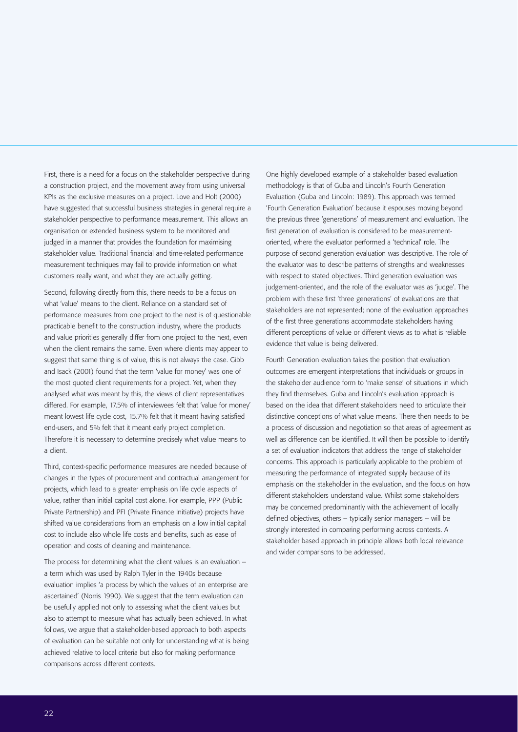First, there is a need for a focus on the stakeholder perspective during a construction project, and the movement away from using universal KPIs as the exclusive measures on a project. Love and Holt (2000) have suggested that successful business strategies in general require a stakeholder perspective to performance measurement. This allows an organisation or extended business system to be monitored and judged in a manner that provides the foundation for maximising stakeholder value. Traditional financial and time-related performance measurement techniques may fail to provide information on what customers really want, and what they are actually getting.

Second, following directly from this, there needs to be a focus on what 'value' means to the client. Reliance on a standard set of performance measures from one project to the next is of questionable practicable benefit to the construction industry, where the products and value priorities generally differ from one project to the next, even when the client remains the same. Even where clients may appear to suggest that same thing is of value, this is not always the case. Gibb and Isack (2001) found that the term 'value for money' was one of the most quoted client requirements for a project. Yet, when they analysed what was meant by this, the views of client representatives differed. For example, 17.5% of interviewees felt that 'value for money' meant lowest life cycle cost, 15.7% felt that it meant having satisfied end-users, and 5% felt that it meant early project completion. Therefore it is necessary to determine precisely what value means to a client.

Third, context-specific performance measures are needed because of changes in the types of procurement and contractual arrangement for projects, which lead to a greater emphasis on life cycle aspects of value, rather than initial capital cost alone. For example, PPP (Public Private Partnership) and PFI (Private Finance Initiative) projects have shifted value considerations from an emphasis on a low initial capital cost to include also whole life costs and benefits, such as ease of operation and costs of cleaning and maintenance.

The process for determining what the client values is an evaluation – a term which was used by Ralph Tyler in the 1940s because evaluation implies 'a process by which the values of an enterprise are ascertained' (Norris 1990). We suggest that the term evaluation can be usefully applied not only to assessing what the client values but also to attempt to measure what has actually been achieved. In what follows, we argue that a stakeholder-based approach to both aspects of evaluation can be suitable not only for understanding what is being achieved relative to local criteria but also for making performance comparisons across different contexts.

One highly developed example of a stakeholder based evaluation methodology is that of Guba and Lincoln's Fourth Generation Evaluation (Guba and Lincoln: 1989). This approach was termed 'Fourth Generation Evaluation' because it espouses moving beyond the previous three 'generations' of measurement and evaluation. The first generation of evaluation is considered to be measurement-oriented, where the evaluator performed a 'technical' role. The purpose of second generation evaluation was descriptive. The role of the evaluator was to describe patterns of strengths and weaknesses with respect to stated objectives. Third generation evaluation was judgement-oriented, and the role of the evaluator was as 'judge'. The problem with these first 'three generations' of evaluations are that stakeholders are not represented; none of the evaluation approaches of the first three generations accommodate stakeholders having different perceptions of value or different views as to what is reliable evidence that value is being delivered.

Fourth Generation evaluation takes the position that evaluation outcomes are emergent interpretations that individuals or groups in the stakeholder audience form to 'make sense' of situations in which they find themselves. Guba and Lincoln's evaluation approach is based on the idea that different stakeholders need to articulate their distinctive conceptions of what value means. There then needs to be a process of discussion and negotiation so that areas of agreement as well as difference can be identified. It will then be possible to identify a set of evaluation indicators that address the range of stakeholder concerns. This approach is particularly applicable to the problem of measuring the performance of integrated supply because of its emphasis on the stakeholder in the evaluation, and the focus on how different stakeholders understand value. Whilst some stakeholders may be concerned predominantly with the achievement of locally defined objectives, others – typically senior managers – will be strongly interested in comparing performing across contexts. A stakeholder based approach in principle allows both local relevance and wider comparisons to be addressed.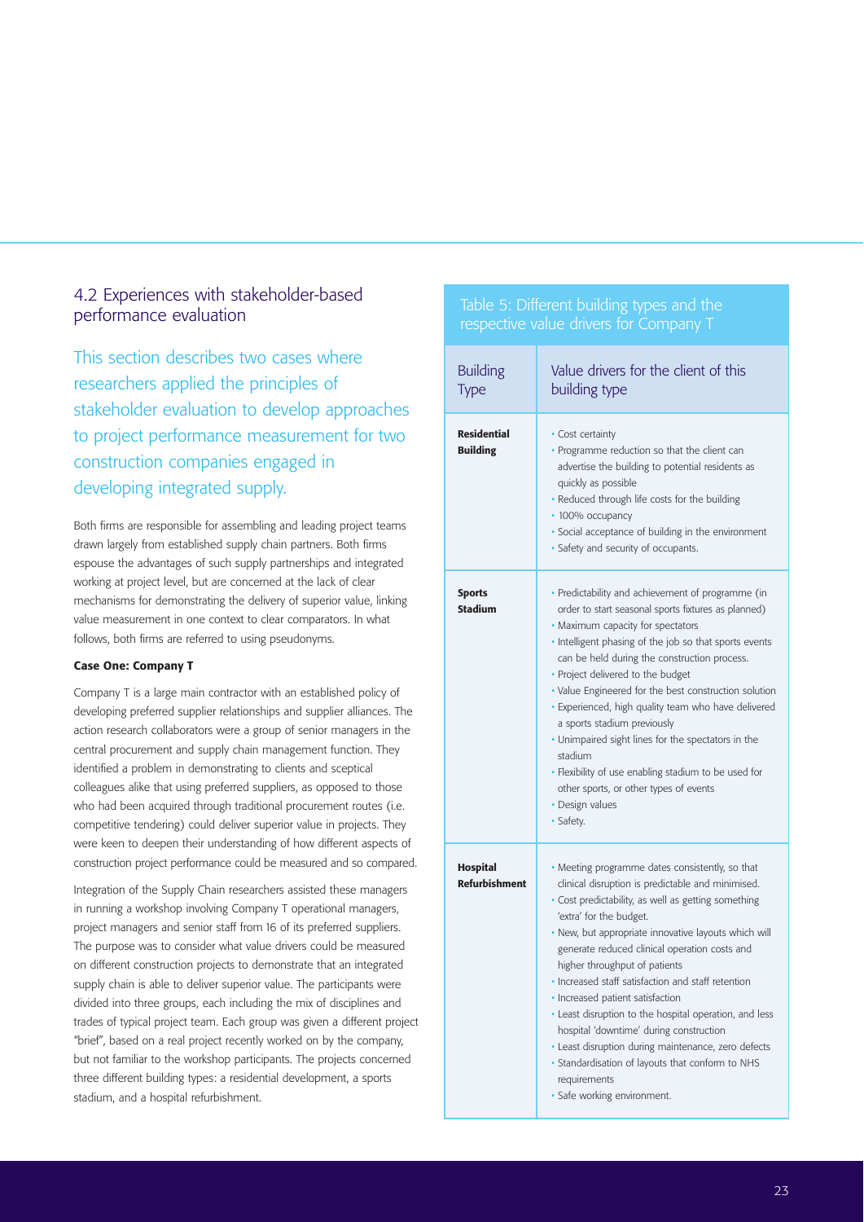## 4.2 Experiences with stakeholder-based performance evaluation

This section describes two cases where researchers applied the principles of stakeholder evaluation to develop approaches to project performance measurement for two construction companies engaged in developing integrated supply.

Both firms are responsible for assembling and leading project teams drawn largely from established supply chain partners. Both firms espouse the advantages of such supply partnerships and integrated working at project level, but are concerned at the lack of clear mechanisms for demonstrating the delivery of superior value, linking value measurement in one context to clear comparators. In what follows, both firms are referred to using pseudonyms.

**Case One: Company T**

Company T is a large main contractor with an established policy of developing preferred supplier relationships and supplier alliances. The action research collaborators were a group of senior managers in the central procurement and supply chain management function. They identified a problem in demonstrating to clients and sceptical colleagues alike that using preferred suppliers, as opposed to those who had been acquired through traditional procurement routes (i.e. competitive tendering) could deliver superior value in projects. They were keen to deepen their understanding of how different aspects of construction project performance could be measured and so compared.

Integration of the Supply Chain researchers assisted these managers in running a workshop involving Company T operational managers, project managers and senior staff from 16 of its preferred suppliers. The purpose was to consider what value drivers could be measured on different construction projects to demonstrate that an integrated supply chain is able to deliver superior value. The participants were divided into three groups, each including the mix of disciplines and trades of typical project team. Each group was given a different project "brief", based on a real project recently worked on by the company, but not familiar to the workshop participants. The projects concerned three different building types: a residential development, a sports stadium, and a hospital refurbishment.

Table 5: Different building types and the respective value drivers for Company T

| Building Type | Value drivers for the client of this building type |
|---|---|
| **Residential Building** | • Cost certainty<br>• Programme reduction so that the client can advertise the building to potential residents as quickly as possible<br>• Reduced through life costs for the building<br>• 100% occupancy<br>• Social acceptance of building in the environment<br>• Safety and security of occupants. |
| **Sports Stadium** | • Predictability and achievement of programme (in order to start seasonal sports fixtures as planned)<br>• Maximum capacity for spectators<br>• Intelligent phasing of the job so that sports events can be held during the construction process.<br>• Project delivered to the budget<br>• Value Engineered for the best construction solution<br>• Experienced, high quality team who have delivered a sports stadium previously<br>• Unimpaired sight lines for the spectators in the stadium<br>• Flexibility of use enabling stadium to be used for other sports, or other types of events<br>• Design values<br>• Safety. |
| **Hospital Refurbishment** | • Meeting programme dates consistently, so that clinical disruption is predictable and minimised.<br>• Cost predictability, as well as getting something 'extra' for the budget.<br>• New, but appropriate innovative layouts which will generate reduced clinical operation costs and higher throughput of patients<br>• Increased staff satisfaction and staff retention<br>• Increased patient satisfaction<br>• Least disruption to the hospital operation, and less hospital 'downtime' during construction<br>• Least disruption during maintenance, zero defects<br>• Standardisation of layouts that conform to NHS requirements<br>• Safe working environment. |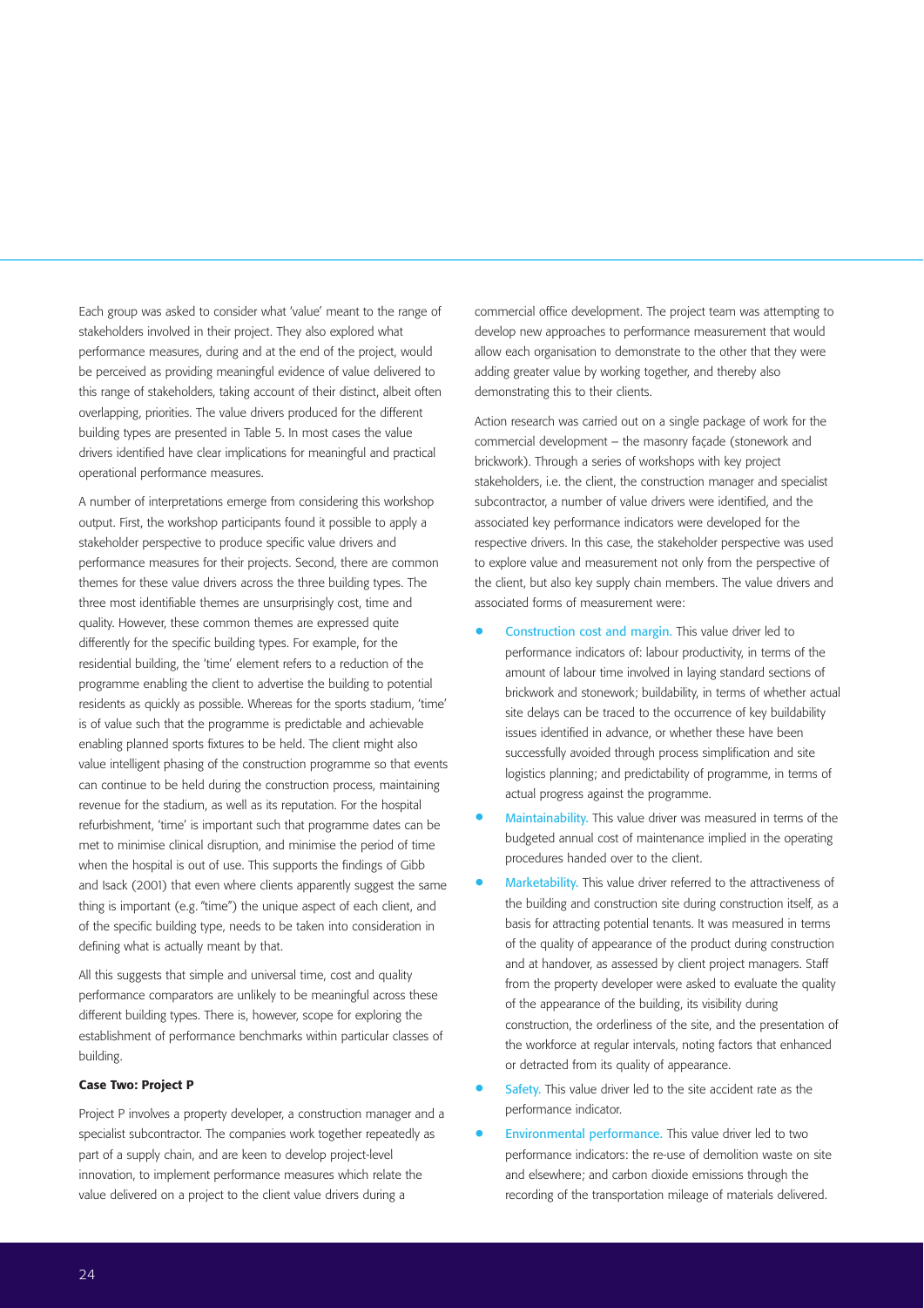Each group was asked to consider what 'value' meant to the range of stakeholders involved in their project. They also explored what performance measures, during and at the end of the project, would be perceived as providing meaningful evidence of value delivered to this range of stakeholders, taking account of their distinct, albeit often overlapping, priorities. The value drivers produced for the different building types are presented in Table 5. In most cases the value drivers identified have clear implications for meaningful and practical operational performance measures.

A number of interpretations emerge from considering this workshop output. First, the workshop participants found it possible to apply a stakeholder perspective to produce specific value drivers and performance measures for their projects. Second, there are common themes for these value drivers across the three building types. The three most identifiable themes are unsurprisingly cost, time and quality. However, these common themes are expressed quite differently for the specific building types. For example, for the residential building, the 'time' element refers to a reduction of the programme enabling the client to advertise the building to potential residents as quickly as possible. Whereas for the sports stadium, 'time' is of value such that the programme is predictable and achievable enabling planned sports fixtures to be held. The client might also value intelligent phasing of the construction programme so that events can continue to be held during the construction process, maintaining revenue for the stadium, as well as its reputation. For the hospital refurbishment, 'time' is important such that programme dates can be met to minimise clinical disruption, and minimise the period of time when the hospital is out of use. This supports the findings of Gibb and Isack (2001) that even where clients apparently suggest the same thing is important (e.g. "time") the unique aspect of each client, and of the specific building type, needs to be taken into consideration in defining what is actually meant by that.

All this suggests that simple and universal time, cost and quality performance comparators are unlikely to be meaningful across these different building types. There is, however, scope for exploring the establishment of performance benchmarks within particular classes of building.

### Case Two: Project P

Project P involves a property developer, a construction manager and a specialist subcontractor. The companies work together repeatedly as part of a supply chain, and are keen to develop project-level innovation, to implement performance measures which relate the value delivered on a project to the client value drivers during a commercial office development. The project team was attempting to develop new approaches to performance measurement that would allow each organisation to demonstrate to the other that they were adding greater value by working together, and thereby also demonstrating this to their clients.

Action research was carried out on a single package of work for the commercial development – the masonry façade (stonework and brickwork). Through a series of workshops with key project stakeholders, i.e. the client, the construction manager and specialist subcontractor, a number of value drivers were identified, and the associated key performance indicators were developed for the respective drivers. In this case, the stakeholder perspective was used to explore value and measurement not only from the perspective of the client, but also key supply chain members. The value drivers and associated forms of measurement were:

- Construction cost and margin. This value driver led to performance indicators of: labour productivity, in terms of the amount of labour time involved in laying standard sections of brickwork and stonework; buildability, in terms of whether actual site delays can be traced to the occurrence of key buildability issues identified in advance, or whether these have been successfully avoided through process simplification and site logistics planning; and predictability of programme, in terms of actual progress against the programme.
- Maintainability. This value driver was measured in terms of the budgeted annual cost of maintenance implied in the operating procedures handed over to the client.
- Marketability. This value driver referred to the attractiveness of the building and construction site during construction itself, as a basis for attracting potential tenants. It was measured in terms of the quality of appearance of the product during construction and at handover, as assessed by client project managers. Staff from the property developer were asked to evaluate the quality of the appearance of the building, its visibility during construction, the orderliness of the site, and the presentation of the workforce at regular intervals, noting factors that enhanced or detracted from its quality of appearance.
- Safety. This value driver led to the site accident rate as the performance indicator.
- Environmental performance. This value driver led to two performance indicators: the re-use of demolition waste on site and elsewhere; and carbon dioxide emissions through the recording of the transportation mileage of materials delivered.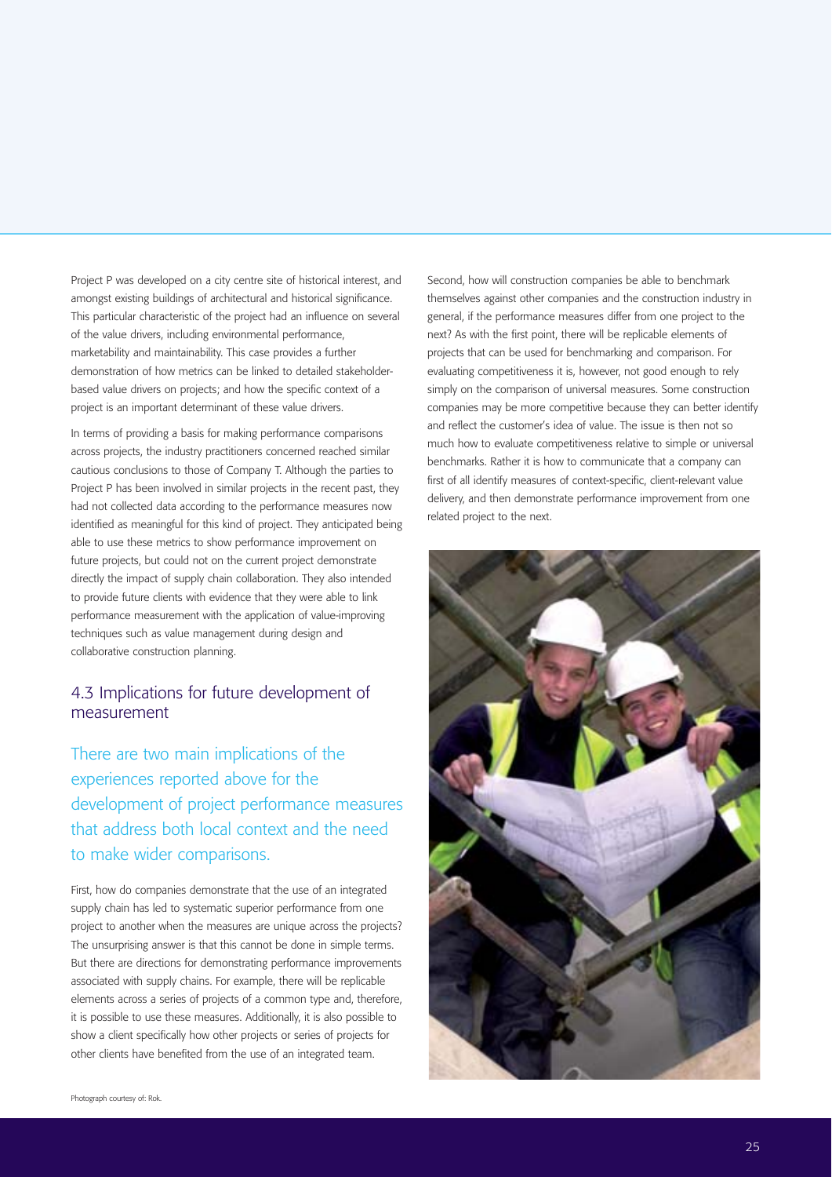Project P was developed on a city centre site of historical interest, and amongst existing buildings of architectural and historical significance. This particular characteristic of the project had an influence on several of the value drivers, including environmental performance, marketability and maintainability. This case provides a further demonstration of how metrics can be linked to detailed stakeholder-based value drivers on projects; and how the specific context of a project is an important determinant of these value drivers.

In terms of providing a basis for making performance comparisons across projects, the industry practitioners concerned reached similar cautious conclusions to those of Company T. Although the parties to Project P has been involved in similar projects in the recent past, they had not collected data according to the performance measures now identified as meaningful for this kind of project. They anticipated being able to use these metrics to show performance improvement on future projects, but could not on the current project demonstrate directly the impact of supply chain collaboration. They also intended to provide future clients with evidence that they were able to link performance measurement with the application of value-improving techniques such as value management during design and collaborative construction planning.

## 4.3 Implications for future development of measurement

There are two main implications of the experiences reported above for the development of project performance measures that address both local context and the need to make wider comparisons.

First, how do companies demonstrate that the use of an integrated supply chain has led to systematic superior performance from one project to another when the measures are unique across the projects? The unsurprising answer is that this cannot be done in simple terms. But there are directions for demonstrating performance improvements associated with supply chains. For example, there will be replicable elements across a series of projects of a common type and, therefore, it is possible to use these measures. Additionally, it is also possible to show a client specifically how other projects or series of projects for other clients have benefited from the use of an integrated team.

Second, how will construction companies be able to benchmark themselves against other companies and the construction industry in general, if the performance measures differ from one project to the next? As with the first point, there will be replicable elements of projects that can be used for benchmarking and comparison. For evaluating competitiveness it is, however, not good enough to rely simply on the comparison of universal measures. Some construction companies may be more competitive because they can better identify and reflect the customer's idea of value. The issue is then not so much how to evaluate competitiveness relative to simple or universal benchmarks. Rather it is how to communicate that a company can first of all identify measures of context-specific, client-relevant value delivery, and then demonstrate performance improvement from one related project to the next.

Photograph courtesy of: Rok.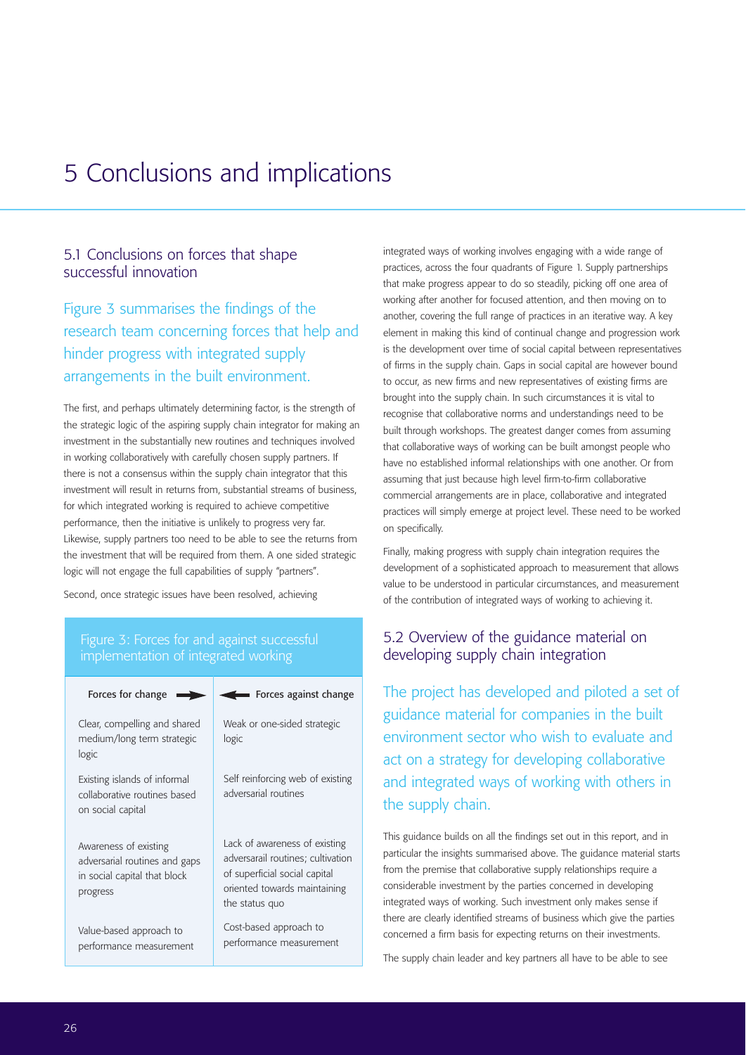# 5 Conclusions and implications

## 5.1 Conclusions on forces that shape successful innovation

Figure 3 summarises the findings of the research team concerning forces that help and hinder progress with integrated supply arrangements in the built environment.

The first, and perhaps ultimately determining factor, is the strength of the strategic logic of the aspiring supply chain integrator for making an investment in the substantially new routines and techniques involved in working collaboratively with carefully chosen supply partners. If there is not a consensus within the supply chain integrator that this investment will result in returns from, substantial streams of business, for which integrated working is required to achieve competitive performance, then the initiative is unlikely to progress very far. Likewise, supply partners too need to be able to see the returns from the investment that will be required from them. A one sided strategic logic will not engage the full capabilities of supply "partners".

Second, once strategic issues have been resolved, achieving integrated ways of working involves engaging with a wide range of practices, across the four quadrants of Figure 1. Supply partnerships that make progress appear to do so steadily, picking off one area of working after another for focused attention, and then moving on to another, covering the full range of practices in an iterative way. A key element in making this kind of continual change and progression work is the development over time of social capital between representatives of firms in the supply chain. Gaps in social capital are however bound to occur, as new firms and new representatives of existing firms are brought into the supply chain. In such circumstances it is vital to recognise that collaborative norms and understandings need to be built through workshops. The greatest danger comes from assuming that collaborative ways of working can be built amongst people who have no established informal relationships with one another. Or from assuming that just because high level firm-to-firm collaborative commercial arrangements are in place, collaborative and integrated practices will simply emerge at project level. These need to be worked on specifically.

Finally, making progress with supply chain integration requires the development of a sophisticated approach to measurement that allows value to be understood in particular circumstances, and measurement of the contribution of integrated ways of working to achieving it.

**Figure 3: Forces for and against successful implementation of integrated working**

| Forces for change → | ← Forces against change |
|---|---|
| Clear, compelling and shared medium/long term strategic logic | Weak or one-sided strategic logic |
| Existing islands of informal collaborative routines based on social capital | Self reinforcing web of existing adversarial routines |
| Awareness of existing adversarial routines and gaps in social capital that block progress | Lack of awareness of existing adversarail routines; cultivation of superficial social capital oriented towards maintaining the status quo |
| Value-based approach to performance measurement | Cost-based approach to performance measurement |

## 5.2 Overview of the guidance material on developing supply chain integration

The project has developed and piloted a set of guidance material for companies in the built environment sector who wish to evaluate and act on a strategy for developing collaborative and integrated ways of working with others in the supply chain.

This guidance builds on all the findings set out in this report, and in particular the insights summarised above. The guidance material starts from the premise that collaborative supply relationships require a considerable investment by the parties concerned in developing integrated ways of working. Such investment only makes sense if there are clearly identified streams of business which give the parties concerned a firm basis for expecting returns on their investments.

The supply chain leader and key partners all have to be able to see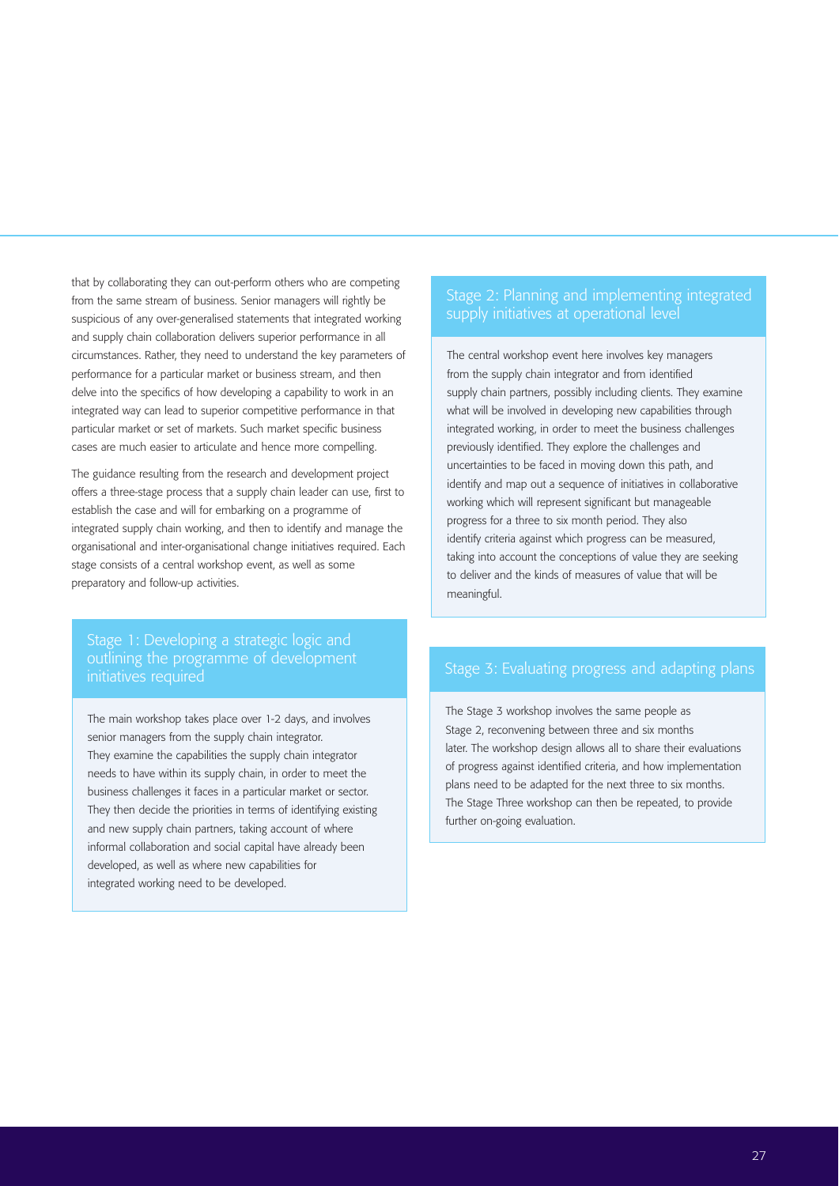that by collaborating they can out-perform others who are competing from the same stream of business. Senior managers will rightly be suspicious of any over-generalised statements that integrated working and supply chain collaboration delivers superior performance in all circumstances. Rather, they need to understand the key parameters of performance for a particular market or business stream, and then delve into the specifics of how developing a capability to work in an integrated way can lead to superior competitive performance in that particular market or set of markets. Such market specific business cases are much easier to articulate and hence more compelling.

The guidance resulting from the research and development project offers a three-stage process that a supply chain leader can use, first to establish the case and will for embarking on a programme of integrated supply chain working, and then to identify and manage the organisational and inter-organisational change initiatives required. Each stage consists of a central workshop event, as well as some preparatory and follow-up activities.

## Stage 1: Developing a strategic logic and outlining the programme of development initiatives required

The main workshop takes place over 1-2 days, and involves senior managers from the supply chain integrator. They examine the capabilities the supply chain integrator needs to have within its supply chain, in order to meet the business challenges it faces in a particular market or sector. They then decide the priorities in terms of identifying existing and new supply chain partners, taking account of where informal collaboration and social capital have already been developed, as well as where new capabilities for integrated working need to be developed.

## Stage 2: Planning and implementing integrated supply initiatives at operational level

The central workshop event here involves key managers from the supply chain integrator and from identified supply chain partners, possibly including clients. They examine what will be involved in developing new capabilities through integrated working, in order to meet the business challenges previously identified. They explore the challenges and uncertainties to be faced in moving down this path, and identify and map out a sequence of initiatives in collaborative working which will represent significant but manageable progress for a three to six month period. They also identify criteria against which progress can be measured, taking into account the conceptions of value they are seeking to deliver and the kinds of measures of value that will be meaningful.

## Stage 3: Evaluating progress and adapting plans

The Stage 3 workshop involves the same people as Stage 2, reconvening between three and six months later. The workshop design allows all to share their evaluations of progress against identified criteria, and how implementation plans need to be adapted for the next three to six months. The Stage Three workshop can then be repeated, to provide further on-going evaluation.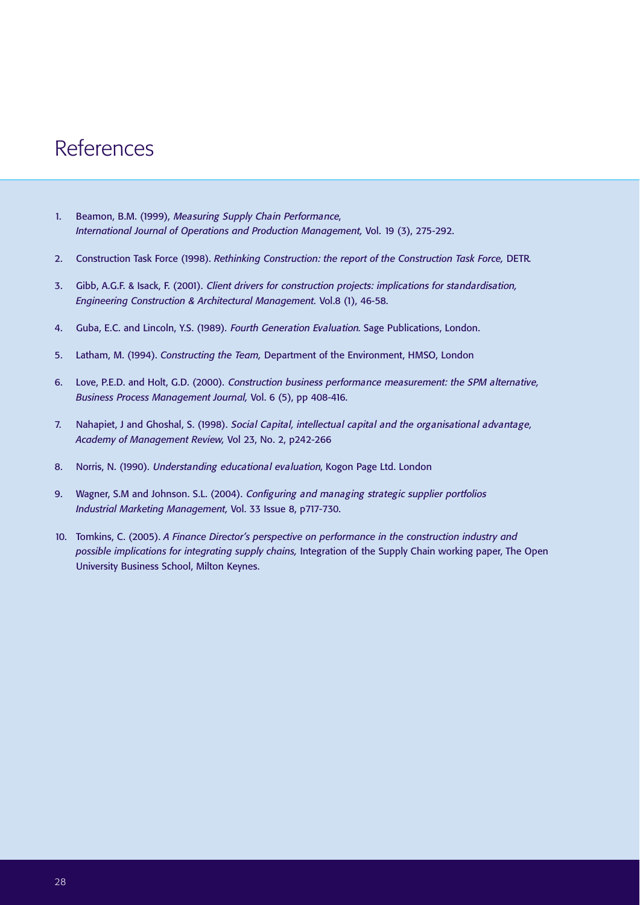# References

1. Beamon, B.M. (1999), *Measuring Supply Chain Performance, International Journal of Operations and Production Management,* Vol. 19 (3), 275-292.

2. Construction Task Force (1998). *Rethinking Construction: the report of the Construction Task Force,* DETR.

3. Gibb, A.G.F. & Isack, F. (2001). *Client drivers for construction projects: implications for standardisation, Engineering Construction & Architectural Management.* Vol.8 (1), 46-58.

4. Guba, E.C. and Lincoln, Y.S. (1989). *Fourth Generation Evaluation.* Sage Publications, London.

5. Latham, M. (1994). *Constructing the Team,* Department of the Environment, HMSO, London

6. Love, P.E.D. and Holt, G.D. (2000). *Construction business performance measurement: the SPM alternative, Business Process Management Journal,* Vol. 6 (5), pp 408-416.

7. Nahapiet, J and Ghoshal, S. (1998). *Social Capital, intellectual capital and the organisational advantage, Academy of Management Review,* Vol 23, No. 2, p242-266

8. Norris, N. (1990). *Understanding educational evaluation*, Kogon Page Ltd. London

9. Wagner, S.M and Johnson. S.L. (2004). *Configuring and managing strategic supplier portfolios Industrial Marketing Management,* Vol. 33 Issue 8, p717-730.

10. Tomkins, C. (2005). *A Finance Director's perspective on performance in the construction industry and possible implications for integrating supply chains,* Integration of the Supply Chain working paper, The Open University Business School, Milton Keynes.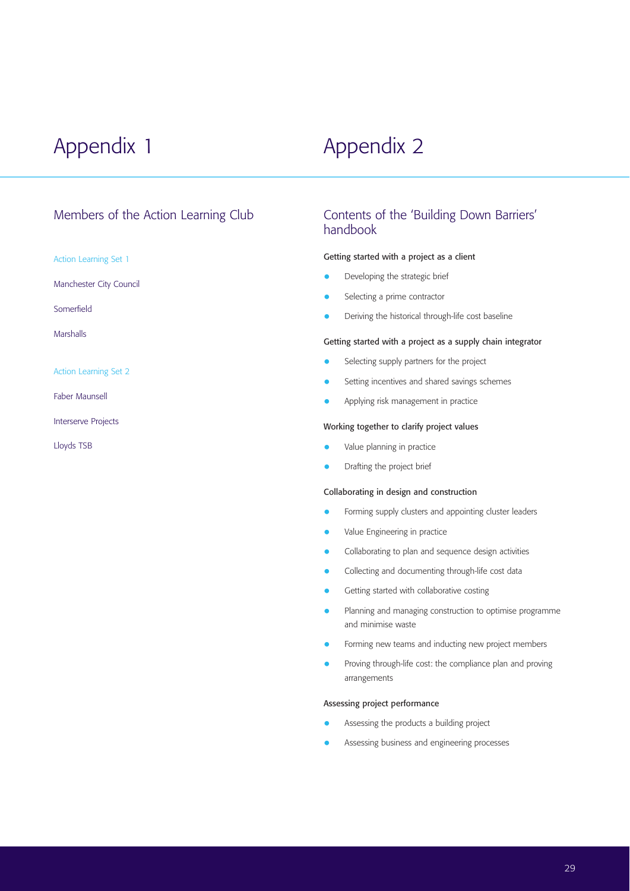# Appendix 1

## Members of the Action Learning Club

### Action Learning Set 1

Manchester City Council

Somerfield

Marshalls

### Action Learning Set 2

Faber Maunsell

Interserve Projects

Lloyds TSB

# Appendix 2

## Contents of the 'Building Down Barriers' handbook

**Getting started with a project as a client**

- Developing the strategic brief
- Selecting a prime contractor
- Deriving the historical through-life cost baseline

**Getting started with a project as a supply chain integrator**

- Selecting supply partners for the project
- Setting incentives and shared savings schemes
- Applying risk management in practice

**Working together to clarify project values**

- Value planning in practice
- Drafting the project brief

**Collaborating in design and construction**

- Forming supply clusters and appointing cluster leaders
- Value Engineering in practice
- Collaborating to plan and sequence design activities
- Collecting and documenting through-life cost data
- Getting started with collaborative costing
- Planning and managing construction to optimise programme and minimise waste
- Forming new teams and inducting new project members
- Proving through-life cost: the compliance plan and proving arrangements

**Assessing project performance**

- Assessing the products a building project
- Assessing business and engineering processes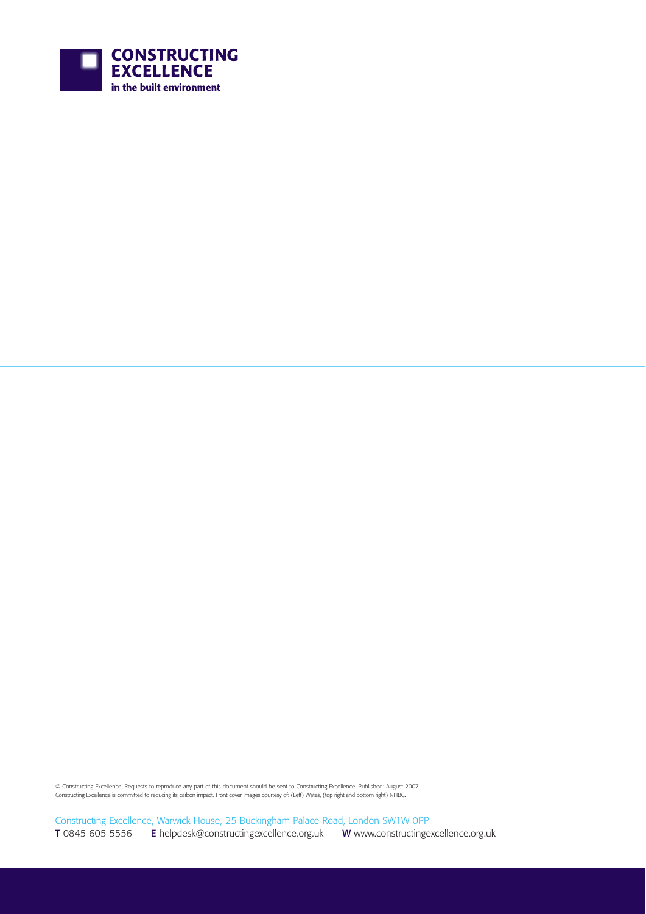**CONSTRUCTING EXCELLENCE**
**in the built environment**

© Constructing Excellence. Requests to reproduce any part of this document should be sent to Constructing Excellence. Published: August 2007.
Constructing Excellence is committed to reducing its carbon impact. Front cover images courtesy of: (Left) Wates, (top right and bottom right) NHBC.

Constructing Excellence, Warwick House, 25 Buckingham Palace Road, London SW1W 0PP
**T** 0845 605 5556 **E** helpdesk@constructingexcellence.org.uk **W** www.constructingexcellence.org.uk